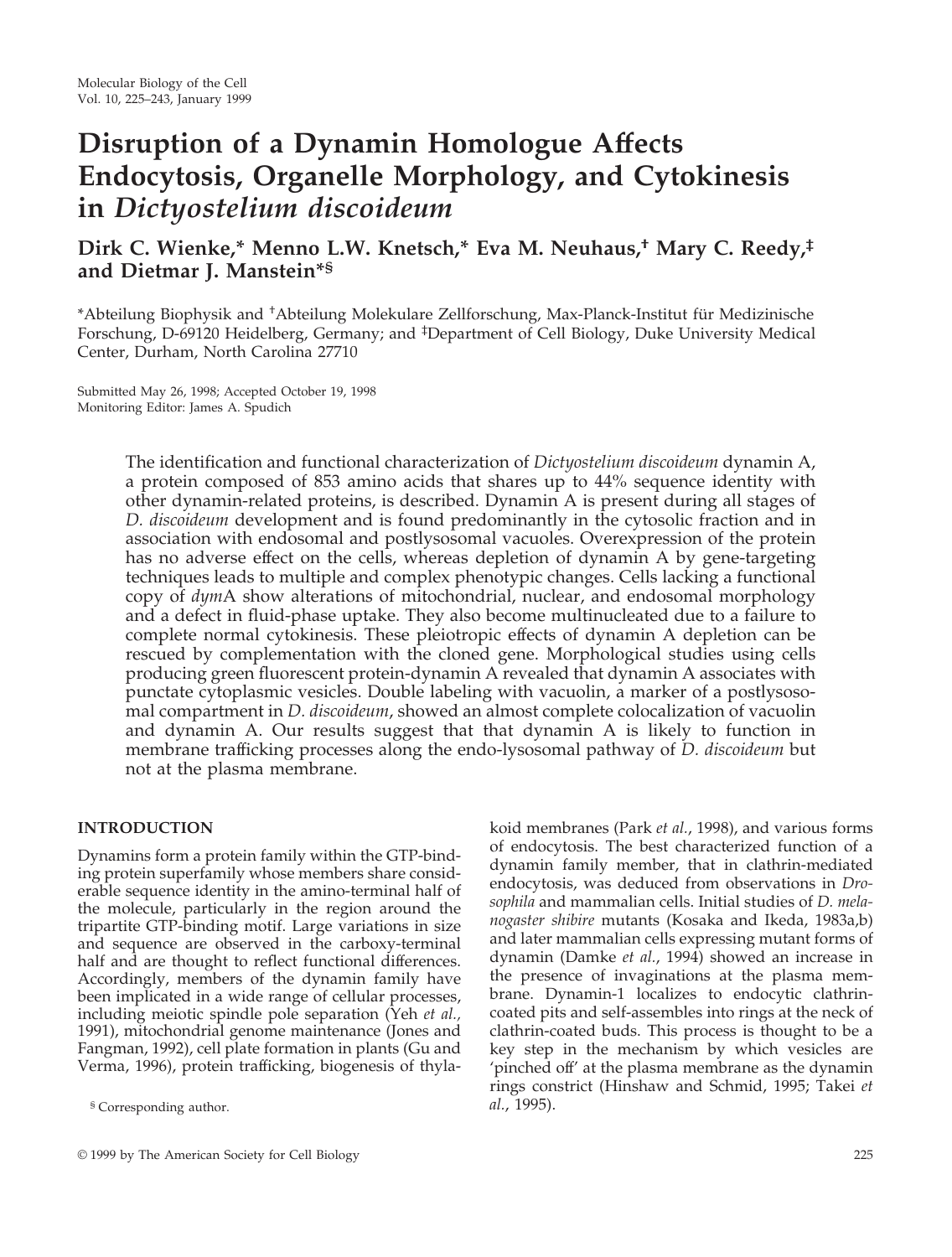# Disruption of a Dynamin Homologue Affects Endocytosis, Organelle Morphology, and Cytokinesis in *Dictyostelium discoideum*

**Dirk C. Wienke,* Menno L.W. Knetsch,* Eva M. Neuhaus,† Mary C. Reedy,‡ and Dietmar J. Manstein*§**

*Abteilung Biophysik and †Abteilung Molekulare Zellforschung, Max-Planck-Institut für Medizinische Forschung, D-69120 Heidelberg, Germany; and ‡Department of Cell Biology, Duke University Medical Center, Durham, North Carolina 27710

Submitted May 26, 1998; Accepted October 19, 1998
Monitoring Editor: James A. Spudich

The identification and functional characterization of *Dictyostelium discoideum* dynamin A, a protein composed of 853 amino acids that shares up to 44% sequence identity with other dynamin-related proteins, is described. Dynamin A is present during all stages of *D. discoideum* development and is found predominantly in the cytosolic fraction and in association with endosomal and postlysosomal vacuoles. Overexpression of the protein has no adverse effect on the cells, whereas depletion of dynamin A by gene-targeting techniques leads to multiple and complex phenotypic changes. Cells lacking a functional copy of *dym*A show alterations of mitochondrial, nuclear, and endosomal morphology and a defect in fluid-phase uptake. They also become multinucleated due to a failure to complete normal cytokinesis. These pleiotropic effects of dynamin A depletion can be rescued by complementation with the cloned gene. Morphological studies using cells producing green fluorescent protein-dynamin A revealed that dynamin A associates with punctate cytoplasmic vesicles. Double labeling with vacuolin, a marker of a postlysosomal compartment in *D. discoideum*, showed an almost complete colocalization of vacuolin and dynamin A. Our results suggest that that dynamin A is likely to function in membrane trafficking processes along the endo-lysosomal pathway of *D. discoideum* but not at the plasma membrane.

## INTRODUCTION

Dynamins form a protein family within the GTP-binding protein superfamily whose members share considerable sequence identity in the amino-terminal half of the molecule, particularly in the region around the tripartite GTP-binding motif. Large variations in size and sequence are observed in the carboxy-terminal half and are thought to reflect functional differences. Accordingly, members of the dynamin family have been implicated in a wide range of cellular processes, including meiotic spindle pole separation (Yeh *et al.,* 1991), mitochondrial genome maintenance (Jones and Fangman, 1992), cell plate formation in plants (Gu and Verma, 1996), protein trafficking, biogenesis of thylakoid membranes (Park *et al.*, 1998), and various forms of endocytosis. The best characterized function of a dynamin family member, that in clathrin-mediated endocytosis, was deduced from observations in *Drosophila* and mammalian cells. Initial studies of *D. melanogaster shibire* mutants (Kosaka and Ikeda, 1983a,b) and later mammalian cells expressing mutant forms of dynamin (Damke *et al.*, 1994) showed an increase in the presence of invaginations at the plasma membrane. Dynamin-1 localizes to endocytic clathrin-coated pits and self-assembles into rings at the neck of clathrin-coated buds. This process is thought to be a key step in the mechanism by which vesicles are 'pinched off' at the plasma membrane as the dynamin rings constrict (Hinshaw and Schmid, 1995; Takei *et al.*, 1995).

§ Corresponding author.

© 1999 by The American Society for Cell Biology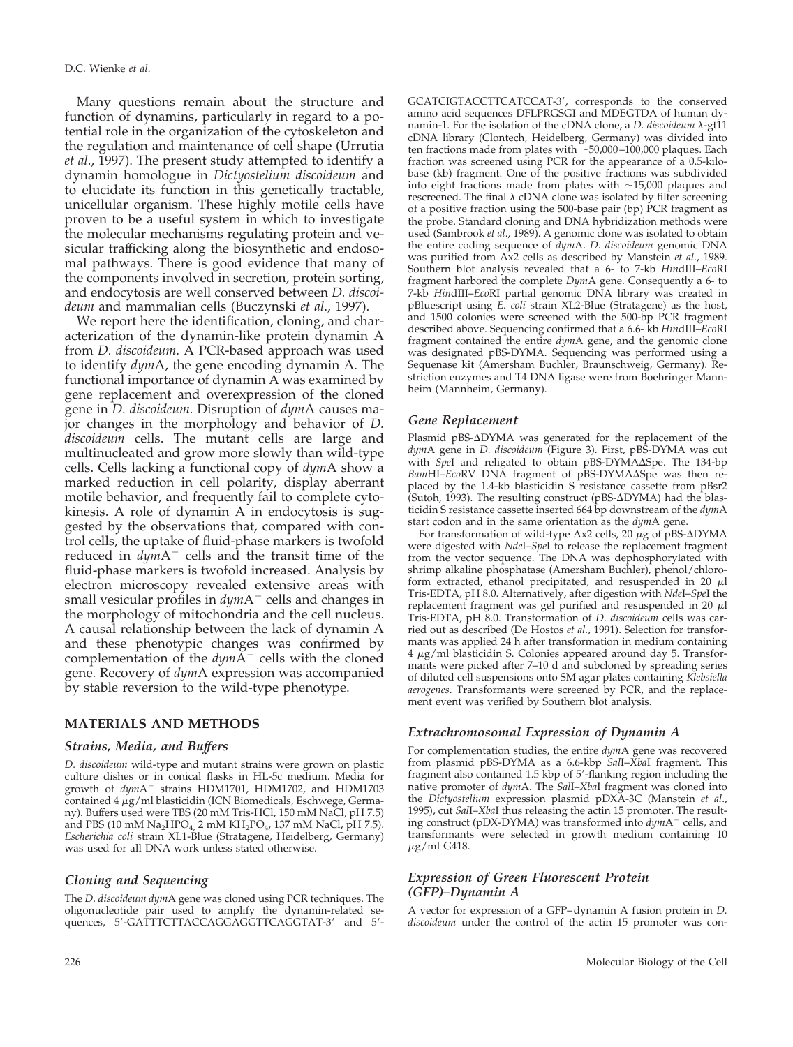Many questions remain about the structure and function of dynamins, particularly in regard to a potential role in the organization of the cytoskeleton and the regulation and maintenance of cell shape (Urrutia *et al*., 1997). The present study attempted to identify a dynamin homologue in *Dictyostelium discoideum* and to elucidate its function in this genetically tractable, unicellular organism. These highly motile cells have proven to be a useful system in which to investigate the molecular mechanisms regulating protein and vesicular trafficking along the biosynthetic and endosomal pathways. There is good evidence that many of the components involved in secretion, protein sorting, and endocytosis are well conserved between *D. discoideum* and mammalian cells (Buczynski *et al*., 1997).

We report here the identification, cloning, and characterization of the dynamin-like protein dynamin A from *D. discoideum*. A PCR-based approach was used to identify *dym*A, the gene encoding dynamin A. The functional importance of dynamin A was examined by gene replacement and overexpression of the cloned gene in *D. discoideum.* Disruption of *dym*A causes major changes in the morphology and behavior of *D. discoideum* cells. The mutant cells are large and multinucleated and grow more slowly than wild-type cells. Cells lacking a functional copy of *dym*A show a marked reduction in cell polarity, display aberrant motile behavior, and frequently fail to complete cytokinesis. A role of dynamin A in endocytosis is suggested by the observations that, compared with control cells, the uptake of fluid-phase markers is twofold reduced in *dym*A$^-$ cells and the transit time of the fluid-phase markers is twofold increased. Analysis by electron microscopy revealed extensive areas with small vesicular profiles in *dym*A$^-$ cells and changes in the morphology of mitochondria and the cell nucleus. A causal relationship between the lack of dynamin A and these phenotypic changes was confirmed by complementation of the *dym*A$^-$ cells with the cloned gene. Recovery of *dym*A expression was accompanied by stable reversion to the wild-type phenotype.

## MATERIALS AND METHODS

### *Strains, Media, and Buffers*

*D. discoideum* wild-type and mutant strains were grown on plastic culture dishes or in conical flasks in HL-5c medium. Media for growth of *dym*A$^-$ strains HDM1701, HDM1702, and HDM1703 contained 4 $\mu$g/ml blasticidin (ICN Biomedicals, Eschwege, Germany). Buffers used were TBS (20 mM Tris-HCl, 150 mM NaCl, pH 7.5) and PBS (10 mM $Na_2HPO_4$, 2 mM $KH_2PO_4$, 137 mM NaCl, pH 7.5). *Escherichia coli* strain XL1-Blue (Stratagene, Heidelberg, Germany) was used for all DNA work unless stated otherwise.

### *Cloning and Sequencing*

The *D. discoideum dym*A gene was cloned using PCR techniques. The oligonucleotide pair used to amplify the dynamin-related sequences, 5′-GATTTCTTACCAGGAGGTTCAGGTAT-3′ and 5′-GCATCIGTACCTTCATCCAT-3′, corresponds to the conserved amino acid sequences DFLPRGSGI and MDEGTDA of human dynamin-1. For the isolation of the cDNA clone, a *D. discoideum* λ-gt11 cDNA library (Clontech, Heidelberg, Germany) was divided into ten fractions made from plates with ~50,000–100,000 plaques. Each fraction was screened using PCR for the appearance of a 0.5-kilobase (kb) fragment. One of the positive fractions was subdivided into eight fractions made from plates with ~15,000 plaques and rescreened. The final λ cDNA clone was isolated by filter screening of a positive fraction using the 500-base pair (bp) PCR fragment as the probe. Standard cloning and DNA hybridization methods were used (Sambrook *et al*., 1989). A genomic clone was isolated to obtain the entire coding sequence of *dym*A. *D. discoideum* genomic DNA was purified from Ax2 cells as described by Manstein *et al*., 1989. Southern blot analysis revealed that a 6- to 7-kb *Hin*dIII–*Eco*RI fragment harbored the complete *Dym*A gene. Consequently a 6- to 7-kb *Hin*dIII–*Eco*RI partial genomic DNA library was created in pBluescript using *E. coli* strain XL2-Blue (Stratagene) as the host, and 1500 colonies were screened with the 500-bp PCR fragment described above. Sequencing confirmed that a 6.6- kb *Hin*dIII–*Eco*RI fragment contained the entire *dym*A gene, and the genomic clone was designated pBS-DYMA. Sequencing was performed using a Sequenase kit (Amersham Buchler, Braunschweig, Germany). Restriction enzymes and T4 DNA ligase were from Boehringer Mannheim (Mannheim, Germany).

### *Gene Replacement*

Plasmid pBS-ΔDYMA was generated for the replacement of the *dym*A gene in *D. discoideum* (Figure 3). First, pBS-DYMA was cut with *Spe*I and religated to obtain pBS-DYMAΔSpe. The 134-bp *Bam*HI–*Eco*RV DNA fragment of pBS-DYMAΔSpe was then replaced by the 1.4-kb blasticidin S resistance cassette from pBsr2 (Sutoh, 1993). The resulting construct (pBS-ΔDYMA) had the blasticidin S resistance cassette inserted 664 bp downstream of the *dym*A start codon and in the same orientation as the *dym*A gene.

For transformation of wild-type Ax2 cells, 20 $\mu$g of pBS-ΔDYMA were digested with *Nde*I–*Spe*I to release the replacement fragment from the vector sequence. The DNA was dephosphorylated with shrimp alkaline phosphatase (Amersham Buchler), phenol/chloroform extracted, ethanol precipitated, and resuspended in 20 $\mu$l Tris-EDTA, pH 8.0. Alternatively, after digestion with *Nde*I–*Spe*I the replacement fragment was gel purified and resuspended in 20 $\mu$l Tris-EDTA, pH 8.0. Transformation of *D. discoideum* cells was carried out as described (De Hostos *et al*., 1991). Selection for transformants was applied 24 h after transformation in medium containing 4 $\mu$g/ml blasticidin S. Colonies appeared around day 5. Transformants were picked after 7–10 d and subcloned by spreading series of diluted cell suspensions onto SM agar plates containing *Klebsiella aerogenes*. Transformants were screened by PCR, and the replacement event was verified by Southern blot analysis.

### *Extrachromosomal Expression of Dynamin A*

For complementation studies, the entire *dym*A gene was recovered from plasmid pBS-DYMA as a 6.6-kbp *Sal*I–*Xba*I fragment. This fragment also contained 1.5 kbp of 5′-flanking region including the native promoter of *dym*A. The *Sal*I–*Xba*I fragment was cloned into the *Dictyostelium* expression plasmid pDXA-3C (Manstein *et al*., 1995), cut *Sal*I–*Xba*I thus releasing the actin 15 promoter. The resulting construct (pDX-DYMA) was transformed into *dym*A$^-$ cells, and transformants were selected in growth medium containing 10 $\mu$g/ml G418.

### *Expression of Green Fluorescent Protein (GFP)–Dynamin A*

A vector for expression of a GFP–dynamin A fusion protein in *D. discoideum* under the control of the actin 15 promoter was con-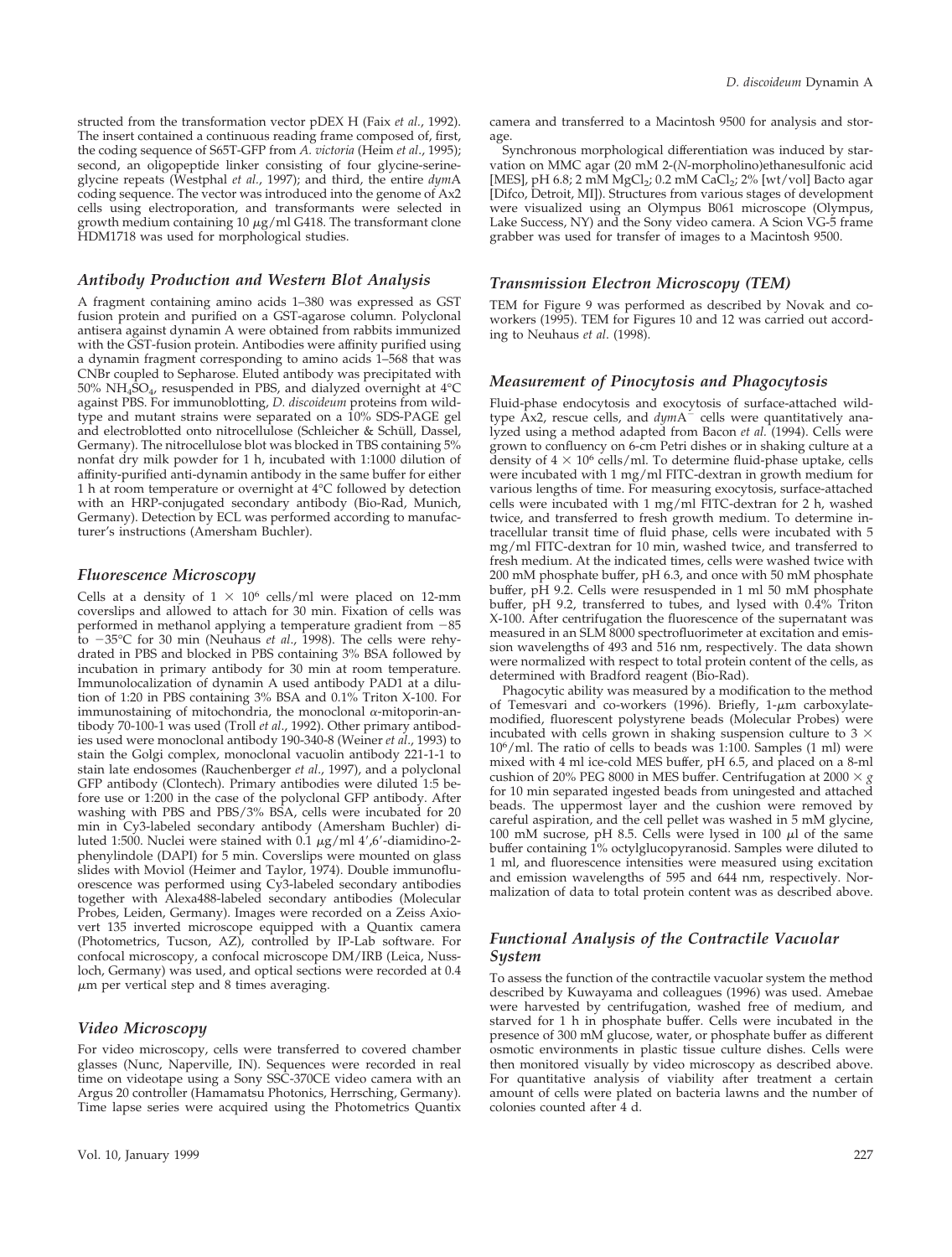structed from the transformation vector pDEX H (Faix *et al.*, 1992). The insert contained a continuous reading frame composed of, first, the coding sequence of S65T-GFP from *A. victoria* (Heim *et al.*, 1995); second, an oligopeptide linker consisting of four glycine-serine-glycine repeats (Westphal *et al.*, 1997); and third, the entire *dym*A coding sequence. The vector was introduced into the genome of Ax2 cells using electroporation, and transformants were selected in growth medium containing 10 μg/ml G418. The transformant clone HDM1718 was used for morphological studies.

### *Antibody Production and Western Blot Analysis*

A fragment containing amino acids 1–380 was expressed as GST fusion protein and purified on a GST-agarose column. Polyclonal antisera against dynamin A were obtained from rabbits immunized with the GST-fusion protein. Antibodies were affinity purified using a dynamin fragment corresponding to amino acids 1–568 that was CNBr coupled to Sepharose. Eluted antibody was precipitated with 50% $NH_4SO_4$, resuspended in PBS, and dialyzed overnight at 4°C against PBS. For immunoblotting, *D. discoideum* proteins from wild-type and mutant strains were separated on a 10% SDS-PAGE gel and electroblotted onto nitrocellulose (Schleicher & Schüll, Dassel, Germany). The nitrocellulose blot was blocked in TBS containing 5% nonfat dry milk powder for 1 h, incubated with 1:1000 dilution of affinity-purified anti-dynamin antibody in the same buffer for either 1 h at room temperature or overnight at 4°C followed by detection with an HRP-conjugated secondary antibody (Bio-Rad, Munich, Germany). Detection by ECL was performed according to manufacturer's instructions (Amersham Buchler).

### *Fluorescence Microscopy*

Cells at a density of $1 \times 10^6$ cells/ml were placed on 12-mm coverslips and allowed to attach for 30 min. Fixation of cells was performed in methanol applying a temperature gradient from −85 to −35°C for 30 min (Neuhaus *et al.*, 1998). The cells were rehydrated in PBS and blocked in PBS containing 3% BSA followed by incubation in primary antibody for 30 min at room temperature. Immunolocalization of dynamin A used antibody PAD1 at a dilution of 1:20 in PBS containing 3% BSA and 0.1% Triton X-100. For immunostaining of mitochondria, the monoclonal α-mitoporin-antibody 70-100-1 was used (Troll *et al.*, 1992). Other primary antibodies used were monoclonal antibody 190-340-8 (Weiner *et al.*, 1993) to stain the Golgi complex, monoclonal vacuolin antibody 221-1-1 to stain late endosomes (Rauchenberger *et al.*, 1997), and a polyclonal GFP antibody (Clontech). Primary antibodies were diluted 1:5 before use or 1:200 in the case of the polyclonal GFP antibody. After washing with PBS and PBS/3% BSA, cells were incubated for 20 min in Cy3-labeled secondary antibody (Amersham Buchler) diluted 1:500. Nuclei were stained with 0.1 μg/ml 4′,6′-diamidino-2-phenylindole (DAPI) for 5 min. Coverslips were mounted on glass slides with Moviol (Heimer and Taylor, 1974). Double immunofluorescence was performed using Cy3-labeled secondary antibodies together with Alexa488-labeled secondary antibodies (Molecular Probes, Leiden, Germany). Images were recorded on a Zeiss Axiovert 135 inverted microscope equipped with a Quantix camera (Photometrics, Tucson, AZ), controlled by IP-Lab software. For confocal microscopy, a confocal microscope DM/IRB (Leica, Nussloch, Germany) was used, and optical sections were recorded at 0.4 μm per vertical step and 8 times averaging.

### *Video Microscopy*

For video microscopy, cells were transferred to covered chamber glasses (Nunc, Naperville, IN). Sequences were recorded in real time on videotape using a Sony SSC-370CE video camera with an Argus 20 controller (Hamamatsu Photonics, Herrsching, Germany). Time lapse series were acquired using the Photometrics Quantix camera and transferred to a Macintosh 9500 for analysis and storage.

Synchronous morphological differentiation was induced by starvation on MMC agar (20 mM 2-(*N*-morpholino)ethanesulfonic acid [MES], pH 6.8; 2 mM $MgCl_2$; 0.2 mM $CaCl_2$; 2% [wt/vol] Bacto agar [Difco, Detroit, MI]). Structures from various stages of development were visualized using an Olympus B061 microscope (Olympus, Lake Success, NY) and the Sony video camera. A Scion VG-5 frame grabber was used for transfer of images to a Macintosh 9500.

### *Transmission Electron Microscopy (TEM)*

TEM for Figure 9 was performed as described by Novak and co-workers (1995). TEM for Figures 10 and 12 was carried out according to Neuhaus *et al*. (1998).

### *Measurement of Pinocytosis and Phagocytosis*

Fluid-phase endocytosis and exocytosis of surface-attached wild-type Ax2, rescue cells, and *dym*A$^-$ cells were quantitatively analyzed using a method adapted from Bacon *et al.* (1994). Cells were grown to confluency on 6-cm Petri dishes or in shaking culture at a density of $4 \times 10^6$ cells/ml. To determine fluid-phase uptake, cells were incubated with 1 mg/ml FITC-dextran in growth medium for various lengths of time. For measuring exocytosis, surface-attached cells were incubated with 1 mg/ml FITC-dextran for 2 h, washed twice, and transferred to fresh growth medium. To determine intracellular transit time of fluid phase, cells were incubated with 5 mg/ml FITC-dextran for 10 min, washed twice, and transferred to fresh medium. At the indicated times, cells were washed twice with 200 mM phosphate buffer, pH 6.3, and once with 50 mM phosphate buffer, pH 9.2. Cells were resuspended in 1 ml 50 mM phosphate buffer, pH 9.2, transferred to tubes, and lysed with 0.4% Triton X-100. After centrifugation the fluorescence of the supernatant was measured in an SLM 8000 spectrofluorimeter at excitation and emission wavelengths of 493 and 516 nm, respectively. The data shown were normalized with respect to total protein content of the cells, as determined with Bradford reagent (Bio-Rad).

Phagocytic ability was measured by a modification to the method of Temesvari and co-workers (1996). Briefly, 1-μm carboxylate-modified, fluorescent polystyrene beads (Molecular Probes) were incubated with cells grown in shaking suspension culture to $3 \times 10^6$/ml. The ratio of cells to beads was 1:100. Samples (1 ml) were mixed with 4 ml ice-cold MES buffer, pH 6.5, and placed on a 8-ml cushion of 20% PEG 8000 in MES buffer. Centrifugation at 2000 × *g* for 10 min separated ingested beads from uningested and attached beads. The uppermost layer and the cushion were removed by careful aspiration, and the cell pellet was washed in 5 mM glycine, 100 mM sucrose, pH 8.5. Cells were lysed in 100 μl of the same buffer containing 1% octylglucopyranosid. Samples were diluted to 1 ml, and fluorescence intensities were measured using excitation and emission wavelengths of 595 and 644 nm, respectively. Normalization of data to total protein content was as described above.

### *Functional Analysis of the Contractile Vacuolar System*

To assess the function of the contractile vacuolar system the method described by Kuwayama and colleagues (1996) was used. Amebae were harvested by centrifugation, washed free of medium, and starved for 1 h in phosphate buffer. Cells were incubated in the presence of 300 mM glucose, water, or phosphate buffer as different osmotic environments in plastic tissue culture dishes. Cells were then monitored visually by video microscopy as described above. For quantitative analysis of viability after treatment a certain amount of cells were plated on bacteria lawns and the number of colonies counted after 4 d.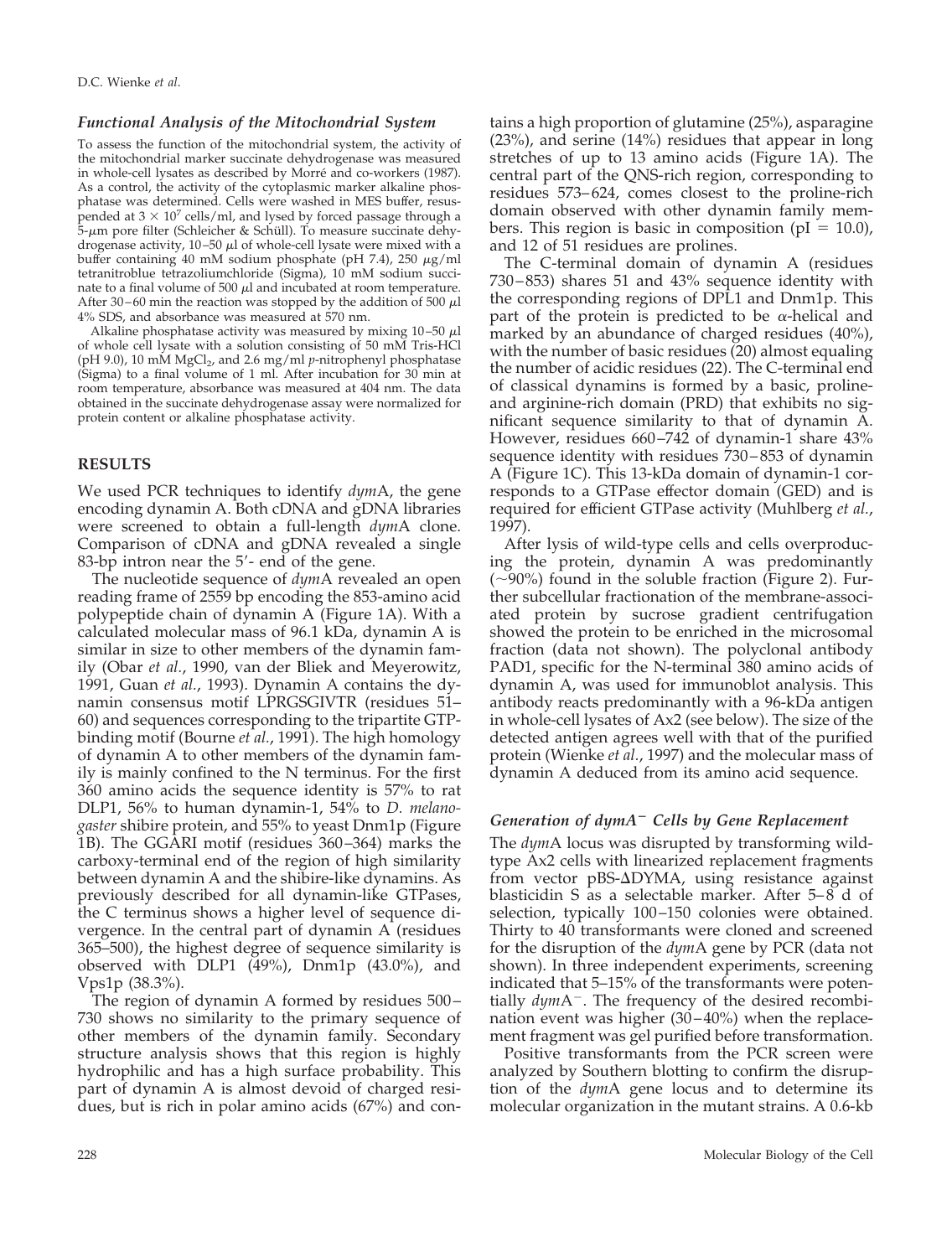### *Functional Analysis of the Mitochondrial System*

To assess the function of the mitochondrial system, the activity of the mitochondrial marker succinate dehydrogenase was measured in whole-cell lysates as described by Morré and co-workers (1987). As a control, the activity of the cytoplasmic marker alkaline phosphatase was determined. Cells were washed in MES buffer, resuspended at $3 \times 10^7$ cells/ml, and lysed by forced passage through a 5-$\mu$m pore filter (Schleicher & Schüll). To measure succinate dehydrogenase activity, 10–50 $\mu$l of whole-cell lysate were mixed with a buffer containing 40 mM sodium phosphate (pH 7.4), 250 $\mu$g/ml tetranitroblue tetrazoliumchloride (Sigma), 10 mM sodium succinate to a final volume of 500 $\mu$l and incubated at room temperature. After 30–60 min the reaction was stopped by the addition of 500 $\mu$l 4% SDS, and absorbance was measured at 570 nm.

Alkaline phosphatase activity was measured by mixing 10–50 $\mu$l of whole cell lysate with a solution consisting of 50 mM Tris-HCl (pH 9.0), 10 mM $MgCl_2$, and 2.6 mg/ml *p*-nitrophenyl phosphatase (Sigma) to a final volume of 1 ml. After incubation for 30 min at room temperature, absorbance was measured at 404 nm. The data obtained in the succinate dehydrogenase assay were normalized for protein content or alkaline phosphatase activity.

## RESULTS

We used PCR techniques to identify *dym*A, the gene encoding dynamin A. Both cDNA and gDNA libraries were screened to obtain a full-length *dym*A clone. Comparison of cDNA and gDNA revealed a single 83-bp intron near the 5′- end of the gene.

The nucleotide sequence of *dym*A revealed an open reading frame of 2559 bp encoding the 853-amino acid polypeptide chain of dynamin A (Figure 1A). With a calculated molecular mass of 96.1 kDa, dynamin A is similar in size to other members of the dynamin family (Obar *et al.*, 1990, van der Bliek and Meyerowitz, 1991, Guan *et al.*, 1993). Dynamin A contains the dynamin consensus motif LPRGSGIVTR (residues 51–60) and sequences corresponding to the tripartite GTP-binding motif (Bourne *et al.*, 1991). The high homology of dynamin A to other members of the dynamin family is mainly confined to the N terminus. For the first 360 amino acids the sequence identity is 57% to rat DLP1, 56% to human dynamin-1, 54% to *D. melanogaster* shibire protein, and 55% to yeast Dnm1p (Figure 1B). The GGARI motif (residues 360–364) marks the carboxy-terminal end of the region of high similarity between dynamin A and the shibire-like dynamins. As previously described for all dynamin-like GTPases, the C terminus shows a higher level of sequence divergence. In the central part of dynamin A (residues 365–500), the highest degree of sequence similarity is observed with DLP1 (49%), Dnm1p (43.0%), and Vps1p (38.3%).

The region of dynamin A formed by residues 500–730 shows no similarity to the primary sequence of other members of the dynamin family. Secondary structure analysis shows that this region is highly hydrophilic and has a high surface probability. This part of dynamin A is almost devoid of charged residues, but is rich in polar amino acids (67%) and contains a high proportion of glutamine (25%), asparagine (23%), and serine (14%) residues that appear in long stretches of up to 13 amino acids (Figure 1A). The central part of the QNS-rich region, corresponding to residues 573–624, comes closest to the proline-rich domain observed with other dynamin family members. This region is basic in composition (pI = 10.0), and 12 of 51 residues are prolines.

The C-terminal domain of dynamin A (residues 730–853) shares 51 and 43% sequence identity with the corresponding regions of DPL1 and Dnm1p. This part of the protein is predicted to be $\alpha$-helical and marked by an abundance of charged residues (40%), with the number of basic residues (20) almost equaling the number of acidic residues (22). The C-terminal end of classical dynamins is formed by a basic, proline- and arginine-rich domain (PRD) that exhibits no significant sequence similarity to that of dynamin A. However, residues 660–742 of dynamin-1 share 43% sequence identity with residues 730–853 of dynamin A (Figure 1C). This 13-kDa domain of dynamin-1 corresponds to a GTPase effector domain (GED) and is required for efficient GTPase activity (Muhlberg *et al.*, 1997).

After lysis of wild-type cells and cells overproducing the protein, dynamin A was predominantly (~90%) found in the soluble fraction (Figure 2). Further subcellular fractionation of the membrane-associated protein by sucrose gradient centrifugation showed the protein to be enriched in the microsomal fraction (data not shown). The polyclonal antibody PAD1, specific for the N-terminal 380 amino acids of dynamin A, was used for immunoblot analysis. This antibody reacts predominantly with a 96-kDa antigen in whole-cell lysates of Ax2 (see below). The size of the detected antigen agrees well with that of the purified protein (Wienke *et al.*, 1997) and the molecular mass of dynamin A deduced from its amino acid sequence.

### *Generation of dymA⁻ Cells by Gene Replacement*

The *dym*A locus was disrupted by transforming wild-type Ax2 cells with linearized replacement fragments from vector pBS-ΔDYMA, using resistance against blasticidin S as a selectable marker. After 5–8 d of selection, typically 100–150 colonies were obtained. Thirty to 40 transformants were cloned and screened for the disruption of the *dym*A gene by PCR (data not shown). In three independent experiments, screening indicated that 5–15% of the transformants were potentially *dym*A$^-$. The frequency of the desired recombination event was higher (30–40%) when the replacement fragment was gel purified before transformation.

Positive transformants from the PCR screen were analyzed by Southern blotting to confirm the disruption of the *dym*A gene locus and to determine its molecular organization in the mutant strains. A 0.6-kb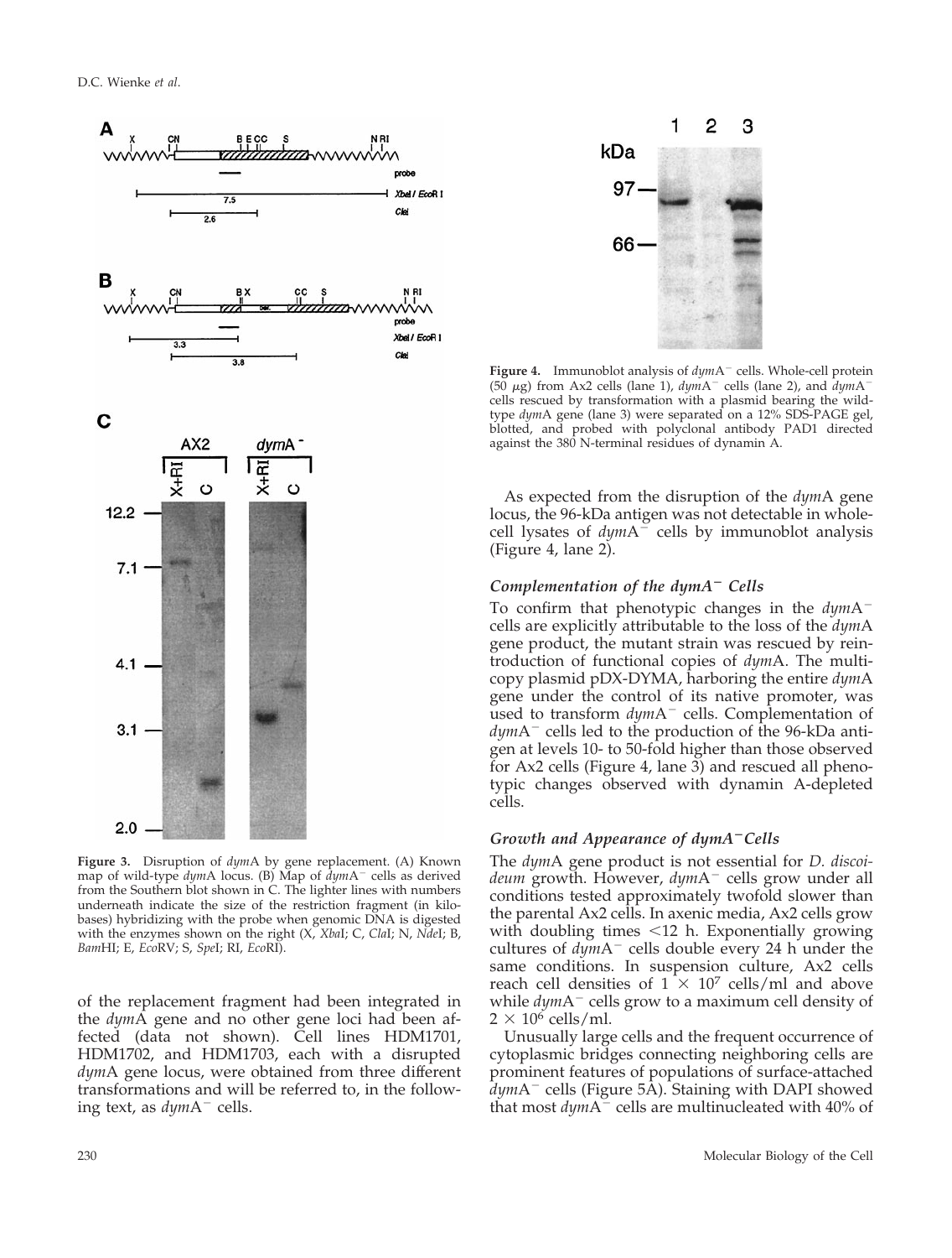**Figure 3.** Disruption of *dym*A by gene replacement. (A) Known map of wild-type *dym*A locus. (B) Map of *dym*A⁻ cells as derived from the Southern blot shown in C. The lighter lines with numbers underneath indicate the size of the restriction fragment (in kilobases) hybridizing with the probe when genomic DNA is digested with the enzymes shown on the right (X, *Xba*I; C, *Cla*I; N, *Nde*I; B, *Bam*HI; E, *Eco*RV; S, *Spe*I; RI, *Eco*RI).

of the replacement fragment had been integrated in the *dym*A gene and no other gene loci had been affected (data not shown). Cell lines HDM1701, HDM1702, and HDM1703, each with a disrupted *dym*A gene locus, were obtained from three different transformations and will be referred to, in the following text, as *dym*A⁻ cells.

**Figure 4.** Immunoblot analysis of *dym*A⁻ cells. Whole-cell protein (50 μg) from Ax2 cells (lane 1), *dym*A⁻ cells (lane 2), and *dym*A⁻ cells rescued by transformation with a plasmid bearing the wild-type *dym*A gene (lane 3) were separated on a 12% SDS-PAGE gel, blotted, and probed with polyclonal antibody PAD1 directed against the 380 N-terminal residues of dynamin A.

As expected from the disruption of the *dym*A gene locus, the 96-kDa antigen was not detectable in whole-cell lysates of *dym*A⁻ cells by immunoblot analysis (Figure 4, lane 2).

### Complementation of the dymA⁻ Cells

To confirm that phenotypic changes in the *dym*A⁻ cells are explicitly attributable to the loss of the *dym*A gene product, the mutant strain was rescued by reintroduction of functional copies of *dym*A. The multicopy plasmid pDX-DYMA, harboring the entire *dym*A gene under the control of its native promoter, was used to transform *dym*A⁻ cells. Complementation of *dym*A⁻ cells led to the production of the 96-kDa antigen at levels 10- to 50-fold higher than those observed for Ax2 cells (Figure 4, lane 3) and rescued all phenotypic changes observed with dynamin A-depleted cells.

### Growth and Appearance of dymA⁻ Cells

The *dym*A gene product is not essential for *D. discoideum* growth. However, *dym*A⁻ cells grow under all conditions tested approximately twofold slower than the parental Ax2 cells. In axenic media, Ax2 cells grow with doubling times <12 h. Exponentially growing cultures of *dym*A⁻ cells double every 24 h under the same conditions. In suspension culture, Ax2 cells reach cell densities of $1 \times 10^7$ cells/ml and above while *dym*A⁻ cells grow to a maximum cell density of $2 \times 10^6$ cells/ml.

Unusually large cells and the frequent occurrence of cytoplasmic bridges connecting neighboring cells are prominent features of populations of surface-attached *dym*A⁻ cells (Figure 5A). Staining with DAPI showed that most *dym*A⁻ cells are multinucleated with 40% of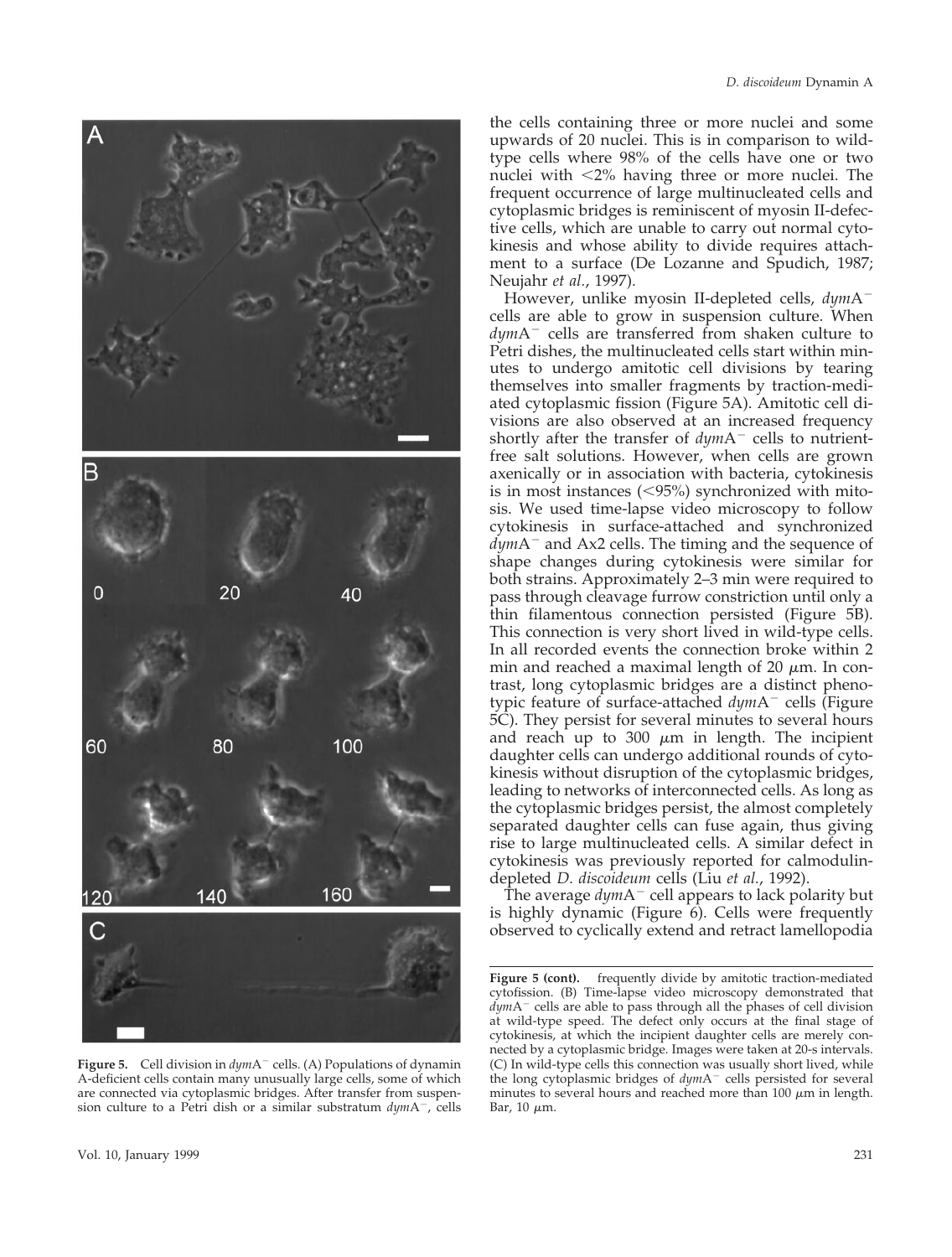the cells containing three or more nuclei and some upwards of 20 nuclei. This is in comparison to wild-type cells where 98% of the cells have one or two nuclei with <2% having three or more nuclei. The frequent occurrence of large multinucleated cells and cytoplasmic bridges is reminiscent of myosin II-defective cells, which are unable to carry out normal cytokinesis and whose ability to divide requires attachment to a surface (De Lozanne and Spudich, 1987; Neujahr *et al.*, 1997).

However, unlike myosin II-depleted cells, *dym*A$^{-}$ cells are able to grow in suspension culture. When *dym*A$^{-}$ cells are transferred from shaken culture to Petri dishes, the multinucleated cells start within minutes to undergo amitotic cell divisions by tearing themselves into smaller fragments by traction-mediated cytoplasmic fission (Figure 5A). Amitotic cell divisions are also observed at an increased frequency shortly after the transfer of *dym*A$^{-}$ cells to nutrient-free salt solutions. However, when cells are grown axenically or in association with bacteria, cytokinesis is in most instances (<95%) synchronized with mitosis. We used time-lapse video microscopy to follow cytokinesis in surface-attached and synchronized *dym*A$^{-}$ and Ax2 cells. The timing and the sequence of shape changes during cytokinesis were similar for both strains. Approximately 2–3 min were required to pass through cleavage furrow constriction until only a thin filamentous connection persisted (Figure 5B). This connection is very short lived in wild-type cells. In all recorded events the connection broke within 2 min and reached a maximal length of 20 μm. In contrast, long cytoplasmic bridges are a distinct phenotypic feature of surface-attached *dym*A$^{-}$ cells (Figure 5C). They persist for several minutes to several hours and reach up to 300 μm in length. The incipient daughter cells can undergo additional rounds of cytokinesis without disruption of the cytoplasmic bridges, leading to networks of interconnected cells. As long as the cytoplasmic bridges persist, the almost completely separated daughter cells can fuse again, thus giving rise to large multinucleated cells. A similar defect in cytokinesis was previously reported for calmodulin-depleted *D. discoideum* cells (Liu *et al.*, 1992).

The average *dym*A$^{-}$ cell appears to lack polarity but is highly dynamic (Figure 6). Cells were frequently observed to cyclically extend and retract lamellopodia

**Figure 5.** Cell division in *dym*A$^{-}$ cells. (A) Populations of dynamin A-deficient cells contain many unusually large cells, some of which are connected via cytoplasmic bridges. After transfer from suspension culture to a Petri dish or a similar substratum *dym*A$^{-}$, cells frequently divide by amitotic traction-mediated cytofission. (B) Time-lapse video microscopy demonstrated that *dym*A$^{-}$ cells are able to pass through all the phases of cell division at wild-type speed. The defect only occurs at the final stage of cytokinesis, at which the incipient daughter cells are merely connected by a cytoplasmic bridge. Images were taken at 20-s intervals. (C) In wild-type cells this connection was usually short lived, while the long cytoplasmic bridges of *dym*A$^{-}$ cells persisted for several minutes to several hours and reached more than 100 μm in length. Bar, 10 μm.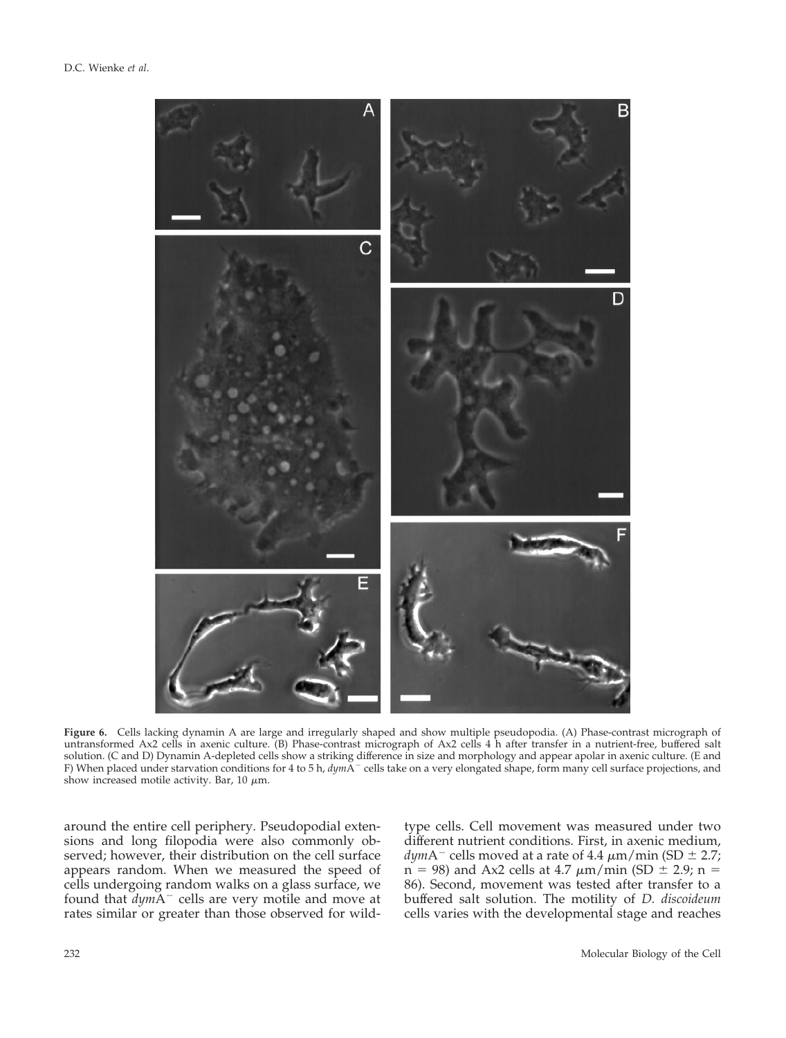**Figure 6.** Cells lacking dynamin A are large and irregularly shaped and show multiple pseudopodia. (A) Phase-contrast micrograph of untransformed Ax2 cells in axenic culture. (B) Phase-contrast micrograph of Ax2 cells 4 h after transfer in a nutrient-free, buffered salt solution. (C and D) Dynamin A-depleted cells show a striking difference in size and morphology and appear apolar in axenic culture. (E and F) When placed under starvation conditions for 4 to 5 h, *dym*A$^-$ cells take on a very elongated shape, form many cell surface projections, and show increased motile activity. Bar, 10 μm.

around the entire cell periphery. Pseudopodial extensions and long filopodia were also commonly observed; however, their distribution on the cell surface appears random. When we measured the speed of cells undergoing random walks on a glass surface, we found that *dym*A$^-$ cells are very motile and move at rates similar or greater than those observed for wild-type cells. Cell movement was measured under two different nutrient conditions. First, in axenic medium, *dym*A$^-$ cells moved at a rate of 4.4 μm/min (SD ± 2.7; $n = 98$) and Ax2 cells at 4.7 μm/min (SD ± 2.9; $n = 86$). Second, movement was tested after transfer to a buffered salt solution. The motility of *D. discoideum* cells varies with the developmental stage and reaches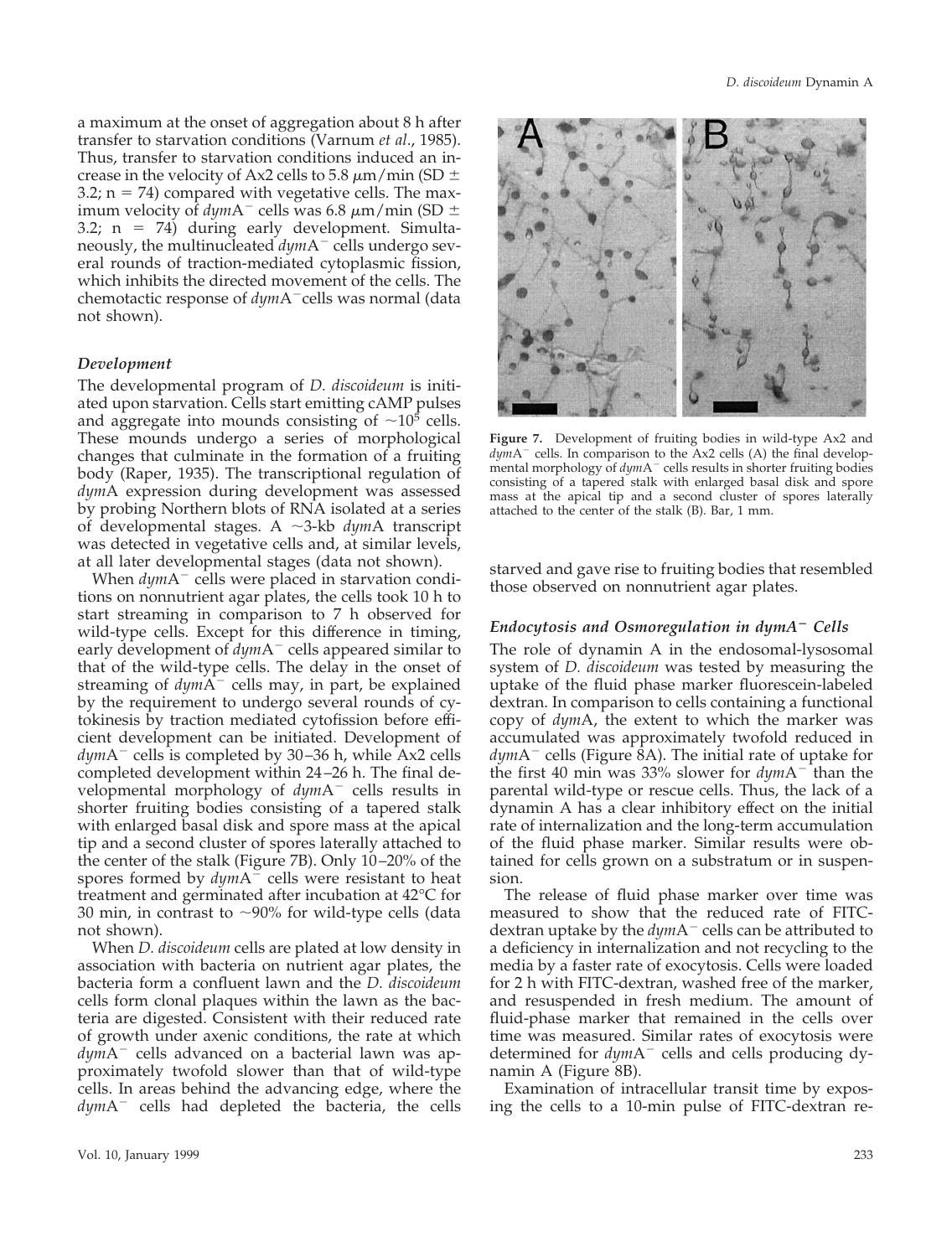a maximum at the onset of aggregation about 8 h after transfer to starvation conditions (Varnum *et al*., 1985). Thus, transfer to starvation conditions induced an increase in the velocity of Ax2 cells to 5.8 $\mu$m/min (SD $\pm$ 3.2; n = 74) compared with vegetative cells. The maximum velocity of *dym*A$^-$ cells was 6.8 $\mu$m/min (SD $\pm$ 3.2; n = 74) during early development. Simultaneously, the multinucleated *dym*A$^-$ cells undergo several rounds of traction-mediated cytoplasmic fission, which inhibits the directed movement of the cells. The chemotactic response of *dym*A$^-$cells was normal (data not shown).

### *Development*

The developmental program of *D. discoideum* is initiated upon starvation. Cells start emitting cAMP pulses and aggregate into mounds consisting of ~$10^5$ cells. These mounds undergo a series of morphological changes that culminate in the formation of a fruiting body (Raper, 1935). The transcriptional regulation of *dym*A expression during development was assessed by probing Northern blots of RNA isolated at a series of developmental stages. A ~3-kb *dym*A transcript was detected in vegetative cells and, at similar levels, at all later developmental stages (data not shown).

When *dym*A$^-$ cells were placed in starvation conditions on nonnutrient agar plates, the cells took 10 h to start streaming in comparison to 7 h observed for wild-type cells. Except for this difference in timing, early development of *dym*A$^-$ cells appeared similar to that of the wild-type cells. The delay in the onset of streaming of *dym*A$^-$ cells may, in part, be explained by the requirement to undergo several rounds of cytokinesis by traction mediated cytofission before efficient development can be initiated. Development of *dym*A$^-$ cells is completed by 30–36 h, while Ax2 cells completed development within 24–26 h. The final developmental morphology of *dym*A$^-$ cells results in shorter fruiting bodies consisting of a tapered stalk with enlarged basal disk and spore mass at the apical tip and a second cluster of spores laterally attached to the center of the stalk (Figure 7B). Only 10–20% of the spores formed by *dym*A$^-$ cells were resistant to heat treatment and germinated after incubation at 42°C for 30 min, in contrast to ~90% for wild-type cells (data not shown).

When *D. discoideum* cells are plated at low density in association with bacteria on nutrient agar plates, the bacteria form a confluent lawn and the *D. discoideum* cells form clonal plaques within the lawn as the bacteria are digested. Consistent with their reduced rate of growth under axenic conditions, the rate at which *dym*A$^-$ cells advanced on a bacterial lawn was approximately twofold slower than that of wild-type cells. In areas behind the advancing edge, where the *dym*A$^-$ cells had depleted the bacteria, the cells starved and gave rise to fruiting bodies that resembled those observed on nonnutrient agar plates.

**Figure 7.** Development of fruiting bodies in wild-type Ax2 and *dym*A$^-$ cells. In comparison to the Ax2 cells (A) the final developmental morphology of *dym*A$^-$ cells results in shorter fruiting bodies consisting of a tapered stalk with enlarged basal disk and spore mass at the apical tip and a second cluster of spores laterally attached to the center of the stalk (B). Bar, 1 mm.

### *Endocytosis and Osmoregulation in dymA$^-$ Cells*

The role of dynamin A in the endosomal-lysosomal system of *D. discoideum* was tested by measuring the uptake of the fluid phase marker fluorescein-labeled dextran. In comparison to cells containing a functional copy of *dym*A, the extent to which the marker was accumulated was approximately twofold reduced in *dym*A$^-$ cells (Figure 8A). The initial rate of uptake for the first 40 min was 33% slower for *dym*A$^-$ than the parental wild-type or rescue cells. Thus, the lack of a dynamin A has a clear inhibitory effect on the initial rate of internalization and the long-term accumulation of the fluid phase marker. Similar results were obtained for cells grown on a substratum or in suspension.

The release of fluid phase marker over time was measured to show that the reduced rate of FITC-dextran uptake by the *dym*A$^-$ cells can be attributed to a deficiency in internalization and not recycling to the media by a faster rate of exocytosis. Cells were loaded for 2 h with FITC-dextran, washed free of the marker, and resuspended in fresh medium. The amount of fluid-phase marker that remained in the cells over time was measured. Similar rates of exocytosis were determined for *dym*A$^-$ cells and cells producing dynamin A (Figure 8B).

Examination of intracellular transit time by exposing the cells to a 10-min pulse of FITC-dextran re-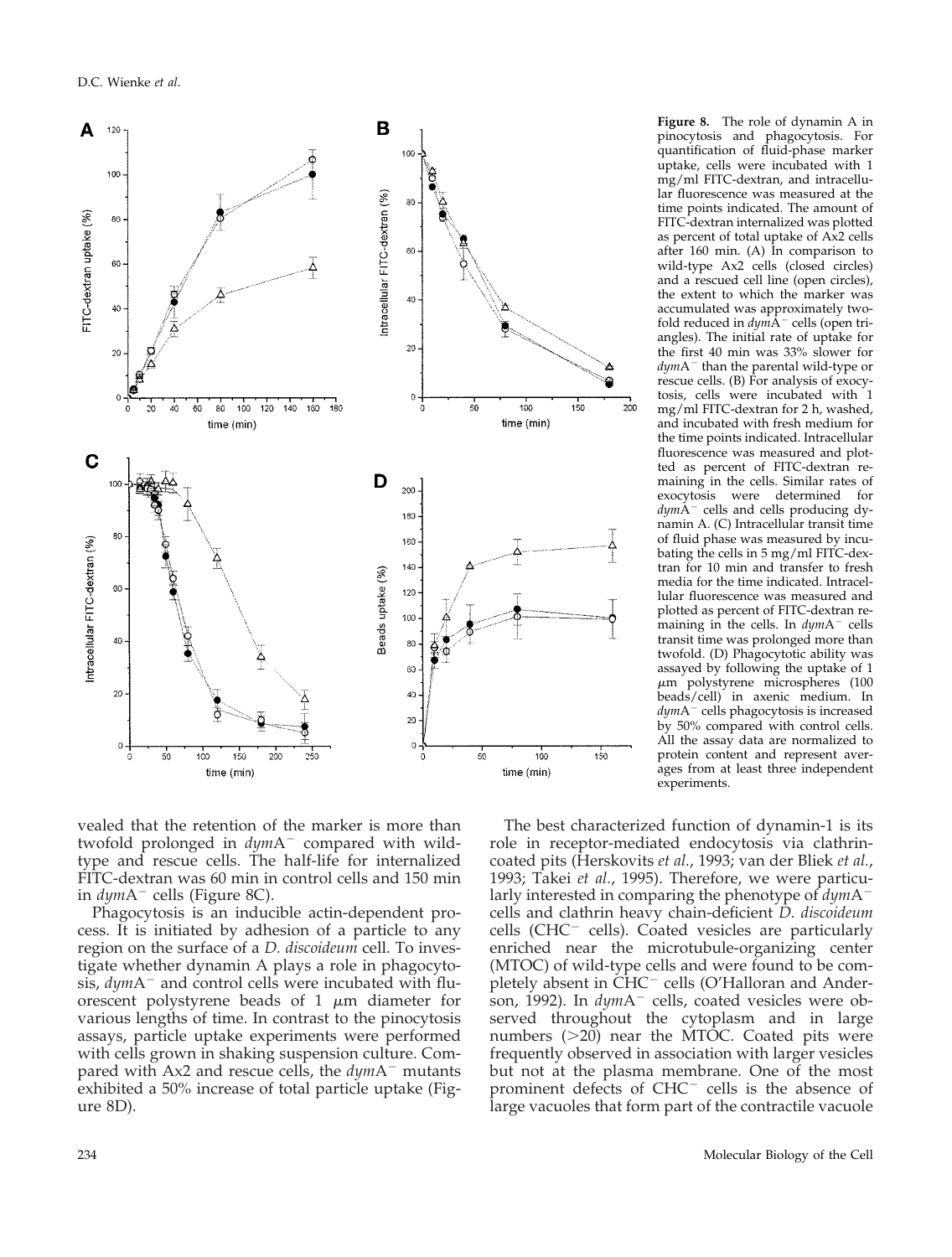**Figure 8.** The role of dynamin A in pinocytosis and phagocytosis. For quantification of fluid-phase marker uptake, cells were incubated with 1 mg/ml FITC-dextran, and intracellular fluorescence was measured at the time points indicated. The amount of FITC-dextran internalized was plotted as percent of total uptake of Ax2 cells after 160 min. (A) In comparison to wild-type Ax2 cells (closed circles) and a rescued cell line (open circles), the extent to which the marker was accumulated was approximately twofold reduced in *dym*A$^-$ cells (open triangles). The initial rate of uptake for the first 40 min was 33% slower for *dym*A$^-$ than the parental wild-type or rescue cells. (B) For analysis of exocytosis, cells were incubated with 1 mg/ml FITC-dextran for 2 h, washed, and incubated with fresh medium for the time points indicated. Intracellular fluorescence was measured and plotted as percent of FITC-dextran remaining in the cells. Similar rates of exocytosis were determined for *dym*A$^-$ cells and cells producing dynamin A. (C) Intracellular transit time of fluid phase was measured by incubating the cells in 5 mg/ml FITC-dextran for 10 min and transfer to fresh media for the time indicated. Intracellular fluorescence was measured and plotted as percent of FITC-dextran remaining in the cells. In *dym*A$^-$ cells transit time was prolonged more than twofold. (D) Phagocytotic ability was assayed by following the uptake of 1 μm polystyrene microspheres (100 beads/cell) in axenic medium. In *dym*A$^-$ cells phagocytosis is increased by 50% compared with control cells. All the assay data are normalized to protein content and represent averages from at least three independent experiments.

vealed that the retention of the marker is more than twofold prolonged in *dym*A$^-$ compared with wild-type and rescue cells. The half-life for internalized FITC-dextran was 60 min in control cells and 150 min in *dym*A$^-$ cells (Figure 8C).

Phagocytosis is an inducible actin-dependent process. It is initiated by adhesion of a particle to any region on the surface of a *D. discoideum* cell. To investigate whether dynamin A plays a role in phagocytosis, *dym*A$^-$ and control cells were incubated with fluorescent polystyrene beads of 1 μm diameter for various lengths of time. In contrast to the pinocytosis assays, particle uptake experiments were performed with cells grown in shaking suspension culture. Compared with Ax2 and rescue cells, the *dym*A$^-$ mutants exhibited a 50% increase of total particle uptake (Figure 8D).

The best characterized function of dynamin-1 is its role in receptor-mediated endocytosis via clathrin-coated pits (Herskovits *et al.*, 1993; van der Bliek *et al.*, 1993; Takei *et al.*, 1995). Therefore, we were particularly interested in comparing the phenotype of *dym*A$^-$ cells and clathrin heavy chain-deficient *D. discoideum* cells (CHC$^-$ cells). Coated vesicles are particularly enriched near the microtubule-organizing center (MTOC) of wild-type cells and were found to be completely absent in CHC$^-$ cells (O'Halloran and Anderson, 1992). In *dym*A$^-$ cells, coated vesicles were observed throughout the cytoplasm and in large numbers (>20) near the MTOC. Coated pits were frequently observed in association with larger vesicles but not at the plasma membrane. One of the most prominent defects of CHC$^-$ cells is the absence of large vacuoles that form part of the contractile vacuole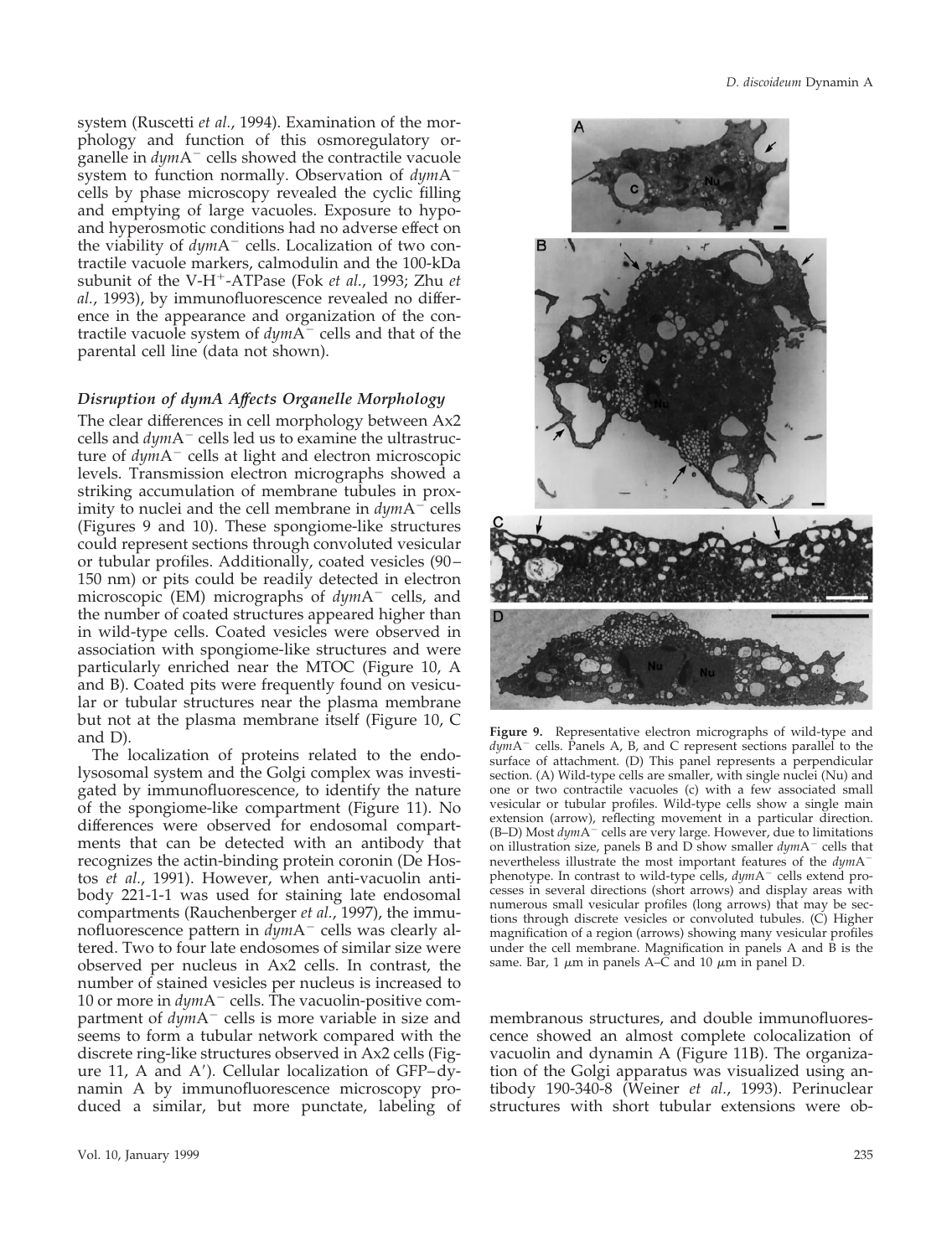system (Ruscetti *et al.*, 1994). Examination of the morphology and function of this osmoregulatory organelle in *dym*A$^-$ cells showed the contractile vacuole system to function normally. Observation of *dym*A$^-$ cells by phase microscopy revealed the cyclic filling and emptying of large vacuoles. Exposure to hypo- and hyperosmotic conditions had no adverse effect on the viability of *dym*A$^-$ cells. Localization of two contractile vacuole markers, calmodulin and the 100-kDa subunit of the V-H$^+$-ATPase (Fok *et al.*, 1993; Zhu *et al.*, 1993), by immunofluorescence revealed no difference in the appearance and organization of the contractile vacuole system of *dym*A$^-$ cells and that of the parental cell line (data not shown).

### *Disruption of dymA Affects Organelle Morphology*

The clear differences in cell morphology between Ax2 cells and *dym*A$^-$ cells led us to examine the ultrastructure of *dym*A$^-$ cells at light and electron microscopic levels. Transmission electron micrographs showed a striking accumulation of membrane tubules in proximity to nuclei and the cell membrane in *dym*A$^-$ cells (Figures 9 and 10). These spongiome-like structures could represent sections through convoluted vesicular or tubular profiles. Additionally, coated vesicles (90–150 nm) or pits could be readily detected in electron microscopic (EM) micrographs of *dym*A$^-$ cells, and the number of coated structures appeared higher than in wild-type cells. Coated vesicles were observed in association with spongiome-like structures and were particularly enriched near the MTOC (Figure 10, A and B). Coated pits were frequently found on vesicular or tubular structures near the plasma membrane but not at the plasma membrane itself (Figure 10, C and D).

The localization of proteins related to the endolysosomal system and the Golgi complex was investigated by immunofluorescence, to identify the nature of the spongiome-like compartment (Figure 11). No differences were observed for endosomal compartments that can be detected with an antibody that recognizes the actin-binding protein coronin (De Hostos *et al.*, 1991). However, when anti-vacuolin antibody 221-1-1 was used for staining late endosomal compartments (Rauchenberger *et al.*, 1997), the immunofluorescence pattern in *dym*A$^-$ cells was clearly altered. Two to four late endosomes of similar size were observed per nucleus in Ax2 cells. In contrast, the number of stained vesicles per nucleus is increased to 10 or more in *dym*A$^-$ cells. The vacuolin-positive compartment of *dym*A$^-$ cells is more variable in size and seems to form a tubular network compared with the discrete ring-like structures observed in Ax2 cells (Figure 11, A and A′). Cellular localization of GFP–dynamin A by immunofluorescence microscopy produced a similar, but more punctate, labeling of membranous structures, and double immunofluorescence showed an almost complete colocalization of vacuolin and dynamin A (Figure 11B). The organization of the Golgi apparatus was visualized using antibody 190-340-8 (Weiner *et al.*, 1993). Perinuclear structures with short tubular extensions were ob-

**Figure 9.** Representative electron micrographs of wild-type and *dym*A$^-$ cells. Panels A, B, and C represent sections parallel to the surface of attachment. (D) This panel represents a perpendicular section. (A) Wild-type cells are smaller, with single nuclei (Nu) and one or two contractile vacuoles (c) with a few associated small vesicular or tubular profiles. Wild-type cells show a single main extension (arrow), reflecting movement in a particular direction. (B–D) Most *dym*A$^-$ cells are very large. However, due to limitations on illustration size, panels B and D show smaller *dym*A$^-$ cells that nevertheless illustrate the most important features of the *dym*A$^-$ phenotype. In contrast to wild-type cells, *dym*A$^-$ cells extend processes in several directions (short arrows) and display areas with numerous small vesicular profiles (long arrows) that may be sections through discrete vesicles or convoluted tubules. (C) Higher magnification of a region (arrows) showing many vesicular profiles under the cell membrane. Magnification in panels A and B is the same. Bar, 1 μm in panels A–C and 10 μm in panel D.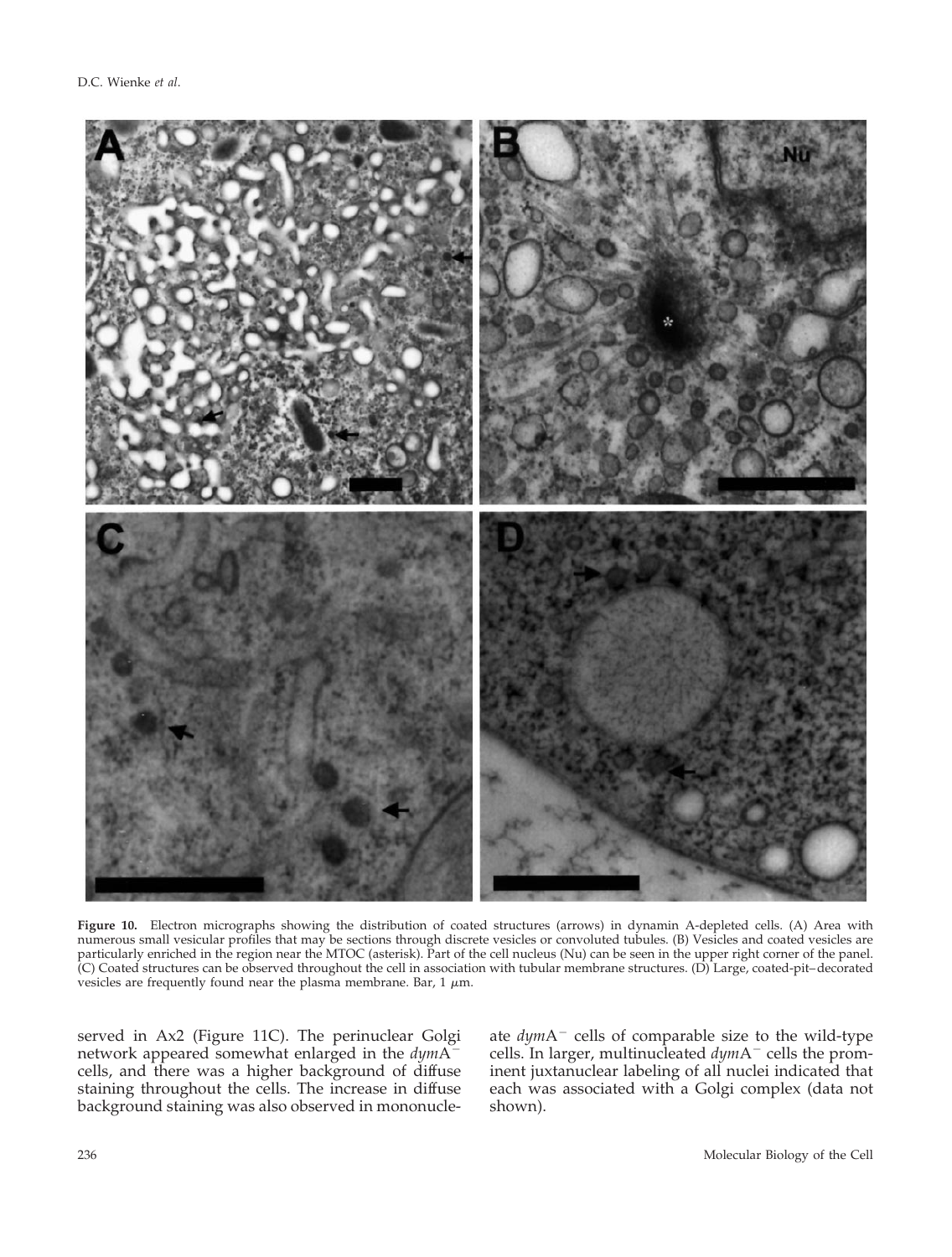**Figure 10.** Electron micrographs showing the distribution of coated structures (arrows) in dynamin A-depleted cells. (A) Area with numerous small vesicular profiles that may be sections through discrete vesicles or convoluted tubules. (B) Vesicles and coated vesicles are particularly enriched in the region near the MTOC (asterisk). Part of the cell nucleus (Nu) can be seen in the upper right corner of the panel. (C) Coated structures can be observed throughout the cell in association with tubular membrane structures. (D) Large, coated-pit–decorated vesicles are frequently found near the plasma membrane. Bar, 1 $\mu$m.

served in Ax2 (Figure 11C). The perinuclear Golgi network appeared somewhat enlarged in the *dym*A$^-$ cells, and there was a higher background of diffuse staining throughout the cells. The increase in diffuse background staining was also observed in mononucleate *dym*A$^-$ cells of comparable size to the wild-type cells. In larger, multinucleated *dym*A$^-$ cells the prominent juxtanuclear labeling of all nuclei indicated that each was associated with a Golgi complex (data not shown).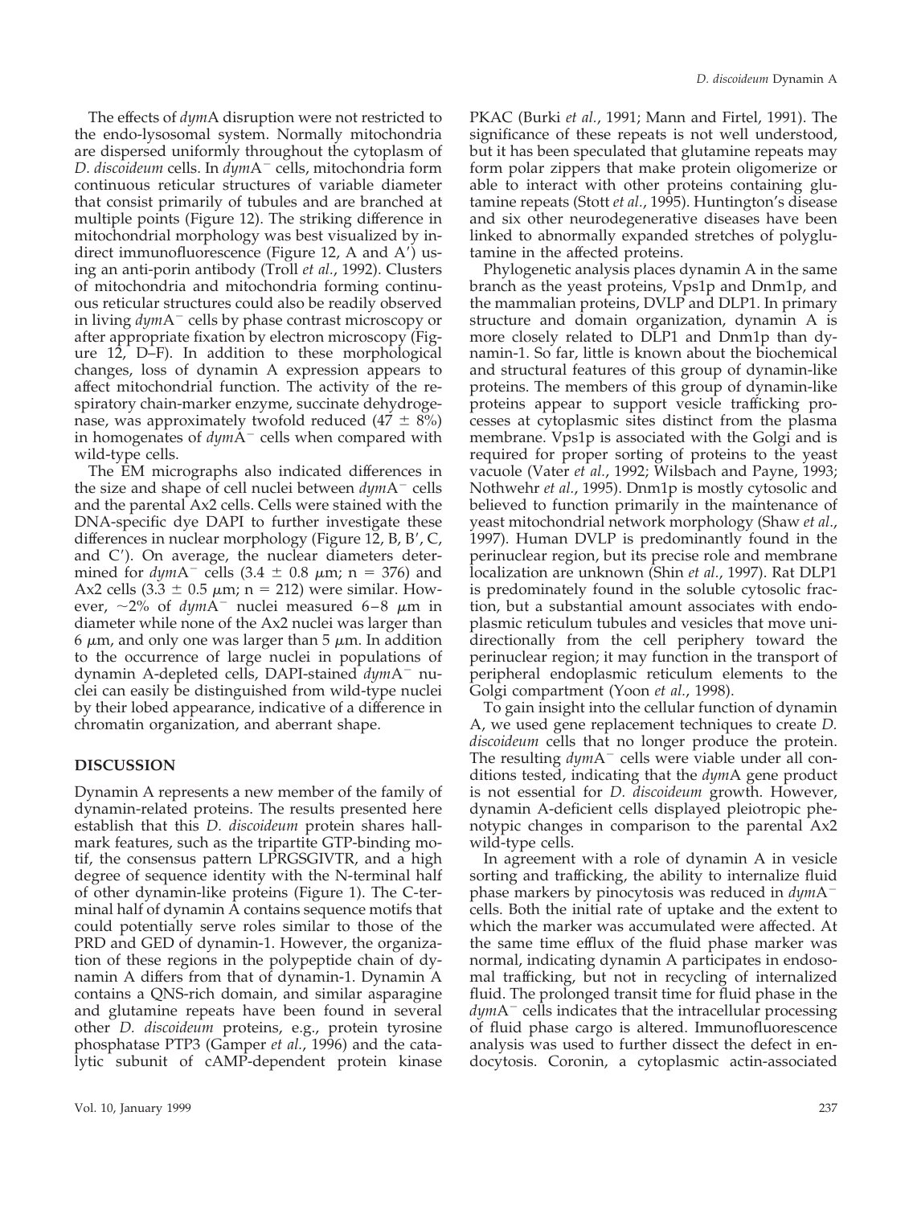The effects of *dym*A disruption were not restricted to the endo-lysosomal system. Normally mitochondria are dispersed uniformly throughout the cytoplasm of *D. discoideum* cells. In *dym*A$^-$ cells, mitochondria form continuous reticular structures of variable diameter that consist primarily of tubules and are branched at multiple points (Figure 12). The striking difference in mitochondrial morphology was best visualized by indirect immunofluorescence (Figure 12, A and A′) using an anti-porin antibody (Troll *et al.*, 1992). Clusters of mitochondria and mitochondria forming continuous reticular structures could also be readily observed in living *dym*A$^-$ cells by phase contrast microscopy or after appropriate fixation by electron microscopy (Figure 12, D–F). In addition to these morphological changes, loss of dynamin A expression appears to affect mitochondrial function. The activity of the respiratory chain-marker enzyme, succinate dehydrogenase, was approximately twofold reduced (47 ± 8%) in homogenates of *dym*A$^-$ cells when compared with wild-type cells.

The EM micrographs also indicated differences in the size and shape of cell nuclei between *dym*A$^-$ cells and the parental Ax2 cells. Cells were stained with the DNA-specific dye DAPI to further investigate these differences in nuclear morphology (Figure 12, B, B′, C, and C′). On average, the nuclear diameters determined for *dym*A$^-$ cells (3.4 ± 0.8 μm; n = 376) and Ax2 cells (3.3 ± 0.5 μm; n = 212) were similar. However, ~2% of *dym*A$^-$ nuclei measured 6–8 μm in diameter while none of the Ax2 nuclei was larger than 6 μm, and only one was larger than 5 μm. In addition to the occurrence of large nuclei in populations of dynamin A-depleted cells, DAPI-stained *dym*A$^-$ nuclei can easily be distinguished from wild-type nuclei by their lobed appearance, indicative of a difference in chromatin organization, and aberrant shape.

## DISCUSSION

Dynamin A represents a new member of the family of dynamin-related proteins. The results presented here establish that this *D. discoideum* protein shares hallmark features, such as the tripartite GTP-binding motif, the consensus pattern LPRGSGIVTR, and a high degree of sequence identity with the N-terminal half of other dynamin-like proteins (Figure 1). The C-terminal half of dynamin A contains sequence motifs that could potentially serve roles similar to those of the PRD and GED of dynamin-1. However, the organization of these regions in the polypeptide chain of dynamin A differs from that of dynamin-1. Dynamin A contains a QNS-rich domain, and similar asparagine and glutamine repeats have been found in several other *D. discoideum* proteins, e.g., protein tyrosine phosphatase PTP3 (Gamper *et al.*, 1996) and the catalytic subunit of cAMP-dependent protein kinase PKAC (Burki *et al.*, 1991; Mann and Firtel, 1991). The significance of these repeats is not well understood, but it has been speculated that glutamine repeats may form polar zippers that make protein oligomerize or able to interact with other proteins containing glutamine repeats (Stott *et al.*, 1995). Huntington's disease and six other neurodegenerative diseases have been linked to abnormally expanded stretches of polyglutamine in the affected proteins.

Phylogenetic analysis places dynamin A in the same branch as the yeast proteins, Vps1p and Dnm1p, and the mammalian proteins, DVLP and DLP1. In primary structure and domain organization, dynamin A is more closely related to DLP1 and Dnm1p than dynamin-1. So far, little is known about the biochemical and structural features of this group of dynamin-like proteins. The members of this group of dynamin-like proteins appear to support vesicle trafficking processes at cytoplasmic sites distinct from the plasma membrane. Vps1p is associated with the Golgi and is required for proper sorting of proteins to the yeast vacuole (Vater *et al.*, 1992; Wilsbach and Payne, 1993; Nothwehr *et al.*, 1995). Dnm1p is mostly cytosolic and believed to function primarily in the maintenance of yeast mitochondrial network morphology (Shaw *et al.*, 1997). Human DVLP is predominantly found in the perinuclear region, but its precise role and membrane localization are unknown (Shin *et al.*, 1997). Rat DLP1 is predominately found in the soluble cytosolic fraction, but a substantial amount associates with endoplasmic reticulum tubules and vesicles that move unidirectionally from the cell periphery toward the perinuclear region; it may function in the transport of peripheral endoplasmic reticulum elements to the Golgi compartment (Yoon *et al.*, 1998).

To gain insight into the cellular function of dynamin A, we used gene replacement techniques to create *D. discoideum* cells that no longer produce the protein. The resulting *dym*A$^-$ cells were viable under all conditions tested, indicating that the *dym*A gene product is not essential for *D. discoideum* growth. However, dynamin A-deficient cells displayed pleiotropic phenotypic changes in comparison to the parental Ax2 wild-type cells.

In agreement with a role of dynamin A in vesicle sorting and trafficking, the ability to internalize fluid phase markers by pinocytosis was reduced in *dym*A$^-$ cells. Both the initial rate of uptake and the extent to which the marker was accumulated were affected. At the same time efflux of the fluid phase marker was normal, indicating dynamin A participates in endosomal trafficking, but not in recycling of internalized fluid. The prolonged transit time for fluid phase in the *dym*A$^-$ cells indicates that the intracellular processing of fluid phase cargo is altered. Immunofluorescence analysis was used to further dissect the defect in endocytosis. Coronin, a cytoplasmic actin-associated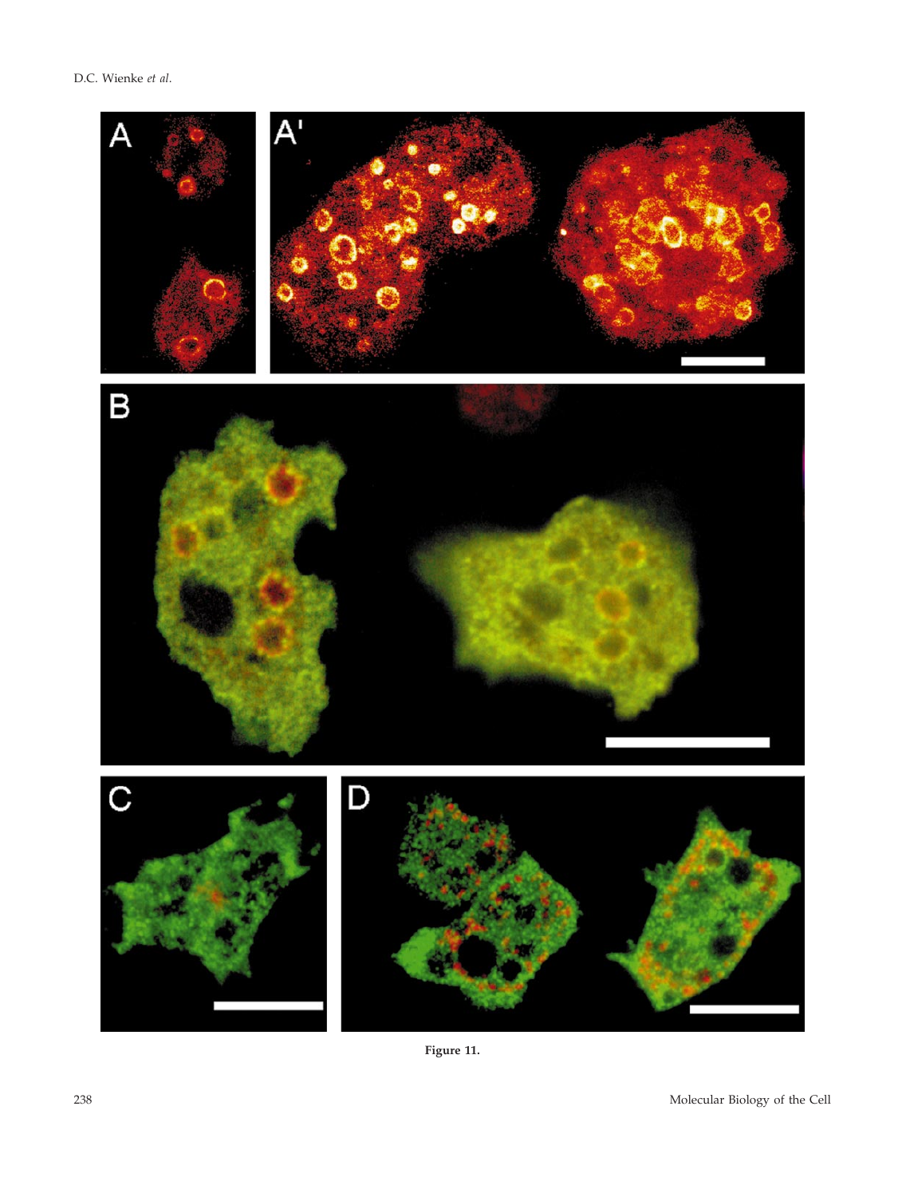**Figure 11.**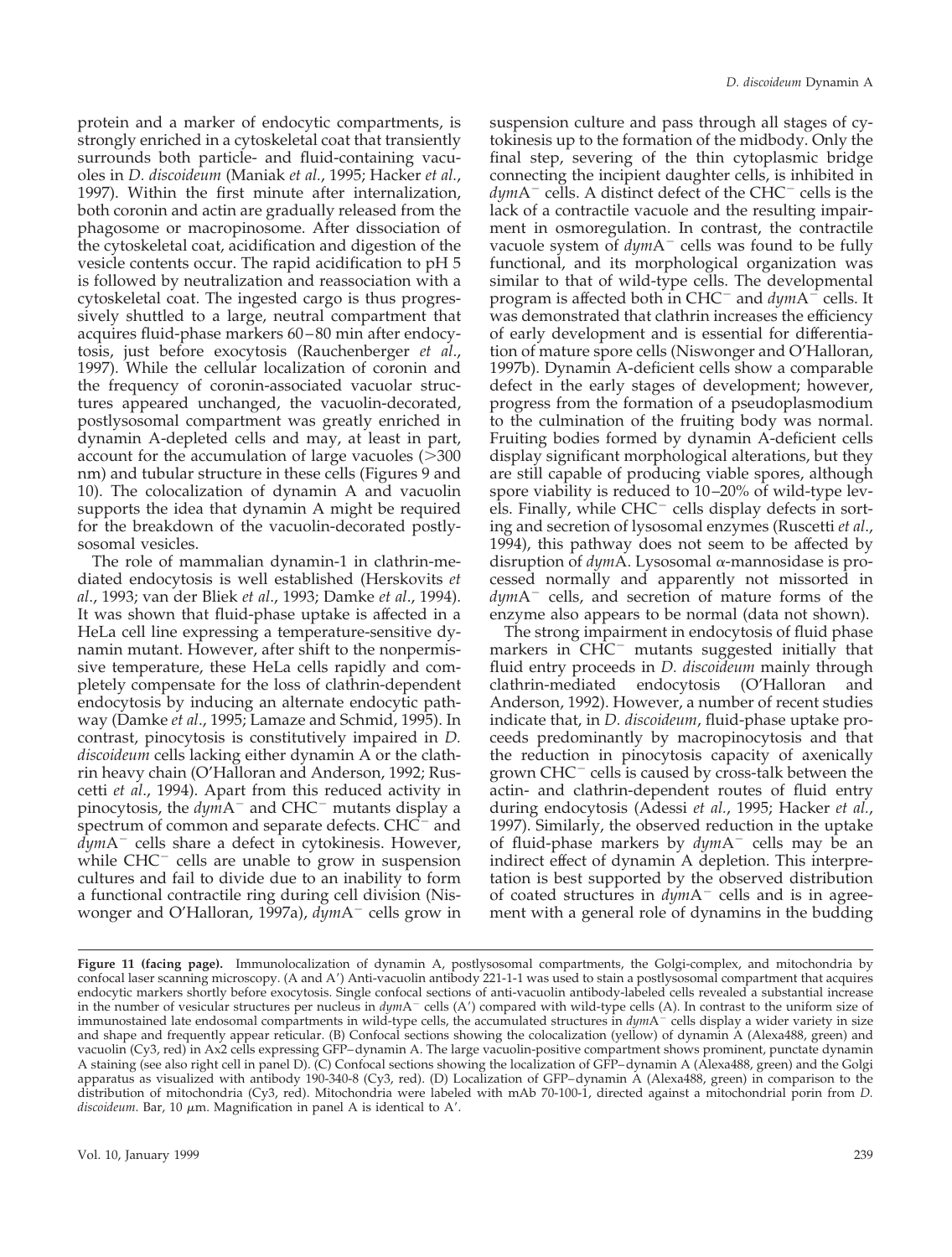protein and a marker of endocytic compartments, is strongly enriched in a cytoskeletal coat that transiently surrounds both particle- and fluid-containing vacuoles in *D. discoideum* (Maniak *et al.*, 1995; Hacker *et al.*, 1997). Within the first minute after internalization, both coronin and actin are gradually released from the phagosome or macropinosome. After dissociation of the cytoskeletal coat, acidification and digestion of the vesicle contents occur. The rapid acidification to pH 5 is followed by neutralization and reassociation with a cytoskeletal coat. The ingested cargo is thus progressively shuttled to a large, neutral compartment that acquires fluid-phase markers 60–80 min after endocytosis, just before exocytosis (Rauchenberger *et al.*, 1997). While the cellular localization of coronin and the frequency of coronin-associated vacuolar structures appeared unchanged, the vacuolin-decorated, postlysosomal compartment was greatly enriched in dynamin A-depleted cells and may, at least in part, account for the accumulation of large vacuoles (>300 nm) and tubular structure in these cells (Figures 9 and 10). The colocalization of dynamin A and vacuolin supports the idea that dynamin A might be required for the breakdown of the vacuolin-decorated postlysosomal vesicles.

The role of mammalian dynamin-1 in clathrin-mediated endocytosis is well established (Herskovits *et al.*, 1993; van der Bliek *et al.*, 1993; Damke *et al.*, 1994). It was shown that fluid-phase uptake is affected in a HeLa cell line expressing a temperature-sensitive dynamin mutant. However, after shift to the nonpermissive temperature, these HeLa cells rapidly and completely compensate for the loss of clathrin-dependent endocytosis by inducing an alternate endocytic pathway (Damke *et al.*, 1995; Lamaze and Schmid, 1995). In contrast, pinocytosis is constitutively impaired in *D. discoideum* cells lacking either dynamin A or the clathrin heavy chain (O'Halloran and Anderson, 1992; Ruscetti *et al.*, 1994). Apart from this reduced activity in pinocytosis, the *dym*A$^-$ and CHC$^-$ mutants display a spectrum of common and separate defects. CHC$^-$ and *dym*A$^-$ cells share a defect in cytokinesis. However, while CHC$^-$ cells are unable to grow in suspension cultures and fail to divide due to an inability to form a functional contractile ring during cell division (Niswonger and O'Halloran, 1997a), *dym*A$^-$ cells grow in suspension culture and pass through all stages of cytokinesis up to the formation of the midbody. Only the final step, severing of the thin cytoplasmic bridge connecting the incipient daughter cells, is inhibited in *dym*A$^-$ cells. A distinct defect of the CHC$^-$ cells is the lack of a contractile vacuole and the resulting impairment in osmoregulation. In contrast, the contractile vacuole system of *dym*A$^-$ cells was found to be fully functional, and its morphological organization was similar to that of wild-type cells. The developmental program is affected both in CHC$^-$ and *dym*A$^-$ cells. It was demonstrated that clathrin increases the efficiency of early development and is essential for differentiation of mature spore cells (Niswonger and O'Halloran, 1997b). Dynamin A-deficient cells show a comparable defect in the early stages of development; however, progress from the formation of a pseudoplasmodium to the culmination of the fruiting body was normal. Fruiting bodies formed by dynamin A-deficient cells display significant morphological alterations, but they are still capable of producing viable spores, although spore viability is reduced to 10–20% of wild-type levels. Finally, while CHC$^-$ cells display defects in sorting and secretion of lysosomal enzymes (Ruscetti *et al.*, 1994), this pathway does not seem to be affected by disruption of *dym*A. Lysosomal α-mannosidase is processed normally and apparently not missorted in *dym*A$^-$ cells, and secretion of mature forms of the enzyme also appears to be normal (data not shown).

The strong impairment in endocytosis of fluid phase markers in CHC$^-$ mutants suggested initially that fluid entry proceeds in *D. discoideum* mainly through clathrin-mediated endocytosis (O'Halloran and Anderson, 1992). However, a number of recent studies indicate that, in *D. discoideum*, fluid-phase uptake proceeds predominantly by macropinocytosis and that the reduction in pinocytosis capacity of axenically grown CHC$^-$ cells is caused by cross-talk between the actin- and clathrin-dependent routes of fluid entry during endocytosis (Adessi *et al.*, 1995; Hacker *et al.*, 1997). Similarly, the observed reduction in the uptake of fluid-phase markers by *dym*A$^-$ cells may be an indirect effect of dynamin A depletion. This interpretation is best supported by the observed distribution of coated structures in *dym*A$^-$ cells and is in agreement with a general role of dynamins in the budding

**Figure 11 (facing page).** Immunolocalization of dynamin A, postlysosomal compartments, the Golgi-complex, and mitochondria by confocal laser scanning microscopy. (A and A′) Anti-vacuolin antibody 221-1-1 was used to stain a postlysosomal compartment that acquires endocytic markers shortly before exocytosis. Single confocal sections of anti-vacuolin antibody-labeled cells revealed a substantial increase in the number of vesicular structures per nucleus in *dym*A$^-$ cells (A′) compared with wild-type cells (A). In contrast to the uniform size of immunostained late endosomal compartments in wild-type cells, the accumulated structures in *dym*A$^-$ cells display a wider variety in size and shape and frequently appear reticular. (B) Confocal sections showing the colocalization (yellow) of dynamin A (Alexa488, green) and vacuolin (Cy3, red) in Ax2 cells expressing GFP–dynamin A. The large vacuolin-positive compartment shows prominent, punctate dynamin A staining (see also right cell in panel D). (C) Confocal sections showing the localization of GFP–dynamin A (Alexa488, green) and the Golgi apparatus as visualized with antibody 190-340-8 (Cy3, red). (D) Localization of GFP–dynamin A (Alexa488, green) in comparison to the distribution of mitochondria (Cy3, red). Mitochondria were labeled with mAb 70-100-1, directed against a mitochondrial porin from *D. discoideum*. Bar, 10 μm. Magnification in panel A is identical to A′.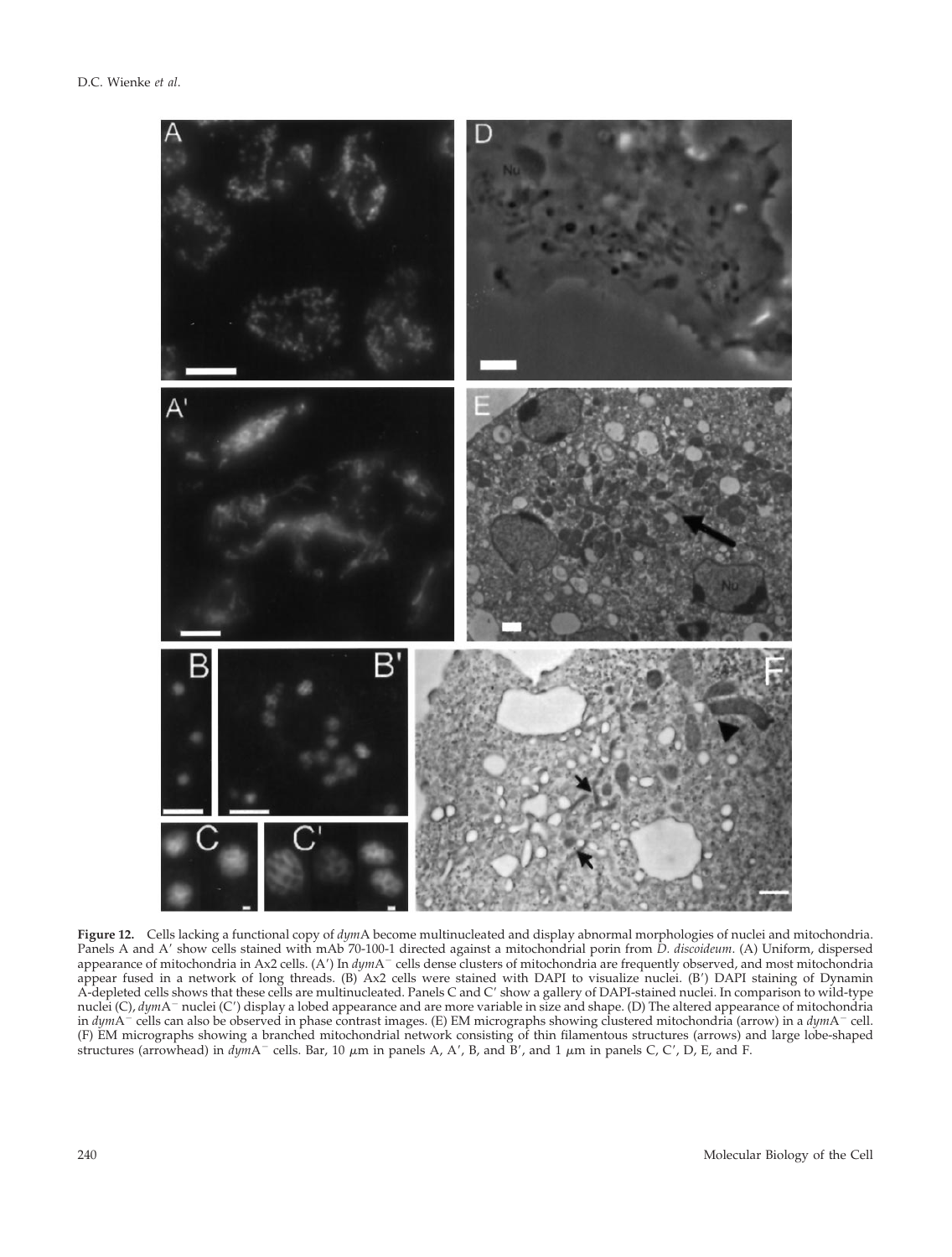**Figure 12.** Cells lacking a functional copy of *dym*A become multinucleated and display abnormal morphologies of nuclei and mitochondria. Panels A and A′ show cells stained with mAb 70-100-1 directed against a mitochondrial porin from *D. discoideum*. (A) Uniform, dispersed appearance of mitochondria in Ax2 cells. (A′) In *dym*A$^{-}$ cells dense clusters of mitochondria are frequently observed, and most mitochondria appear fused in a network of long threads. (B) Ax2 cells were stained with DAPI to visualize nuclei. (B′) DAPI staining of Dynamin A-depleted cells shows that these cells are multinucleated. Panels C and C′ show a gallery of DAPI-stained nuclei. In comparison to wild-type nuclei (C), *dym*A$^{-}$ nuclei (C′) display a lobed appearance and are more variable in size and shape. (D) The altered appearance of mitochondria in *dym*A$^{-}$ cells can also be observed in phase contrast images. (E) EM micrographs showing clustered mitochondria (arrow) in a *dym*A$^{-}$ cell. (F) EM micrographs showing a branched mitochondrial network consisting of thin filamentous structures (arrows) and large lobe-shaped structures (arrowhead) in *dym*A$^{-}$ cells. Bar, 10 μm in panels A, A′, B, and B′, and 1 μm in panels C, C′, D, E, and F.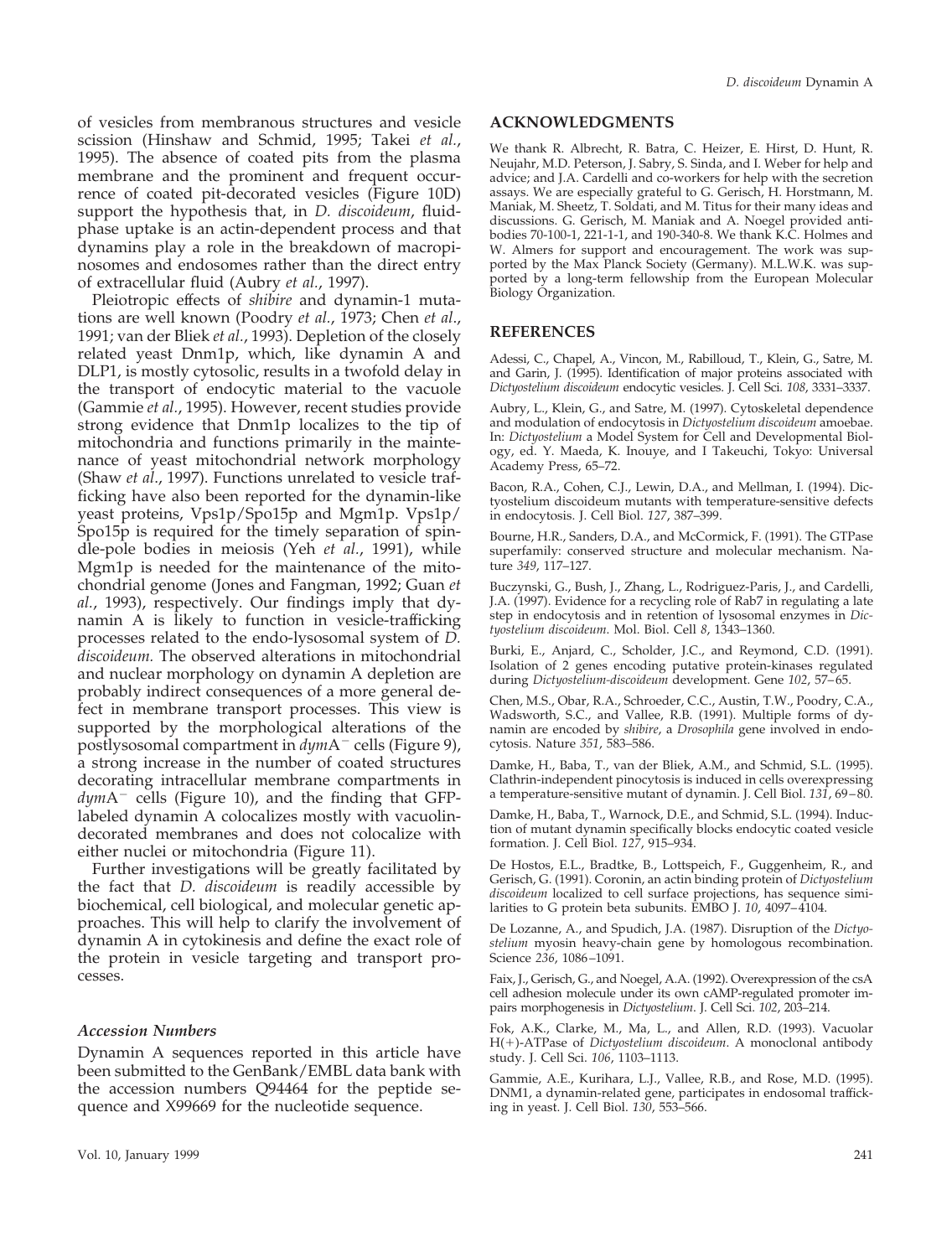of vesicles from membranous structures and vesicle scission (Hinshaw and Schmid, 1995; Takei *et al.*, 1995). The absence of coated pits from the plasma membrane and the prominent and frequent occurrence of coated pit-decorated vesicles (Figure 10D) support the hypothesis that, in *D. discoideum*, fluid-phase uptake is an actin-dependent process and that dynamins play a role in the breakdown of macropinosomes and endosomes rather than the direct entry of extracellular fluid (Aubry *et al.*, 1997).

Pleiotropic effects of *shibire* and dynamin-1 mutations are well known (Poodry *et al.*, 1973; Chen *et al.*, 1991; van der Bliek *et al.*, 1993). Depletion of the closely related yeast Dnm1p, which, like dynamin A and DLP1, is mostly cytosolic, results in a twofold delay in the transport of endocytic material to the vacuole (Gammie *et al.*, 1995). However, recent studies provide strong evidence that Dnm1p localizes to the tip of mitochondria and functions primarily in the maintenance of yeast mitochondrial network morphology (Shaw *et al.*, 1997). Functions unrelated to vesicle trafficking have also been reported for the dynamin-like yeast proteins, Vps1p/Spo15p and Mgm1p. Vps1p/Spo15p is required for the timely separation of spindle-pole bodies in meiosis (Yeh *et al.*, 1991), while Mgm1p is needed for the maintenance of the mitochondrial genome (Jones and Fangman, 1992; Guan *et al.*, 1993), respectively. Our findings imply that dynamin A is likely to function in vesicle-trafficking processes related to the endo-lysosomal system of *D. discoideum.* The observed alterations in mitochondrial and nuclear morphology on dynamin A depletion are probably indirect consequences of a more general defect in membrane transport processes. This view is supported by the morphological alterations of the postlysosomal compartment in *dym*A$^-$ cells (Figure 9), a strong increase in the number of coated structures decorating intracellular membrane compartments in *dym*A$^-$ cells (Figure 10), and the finding that GFP-labeled dynamin A colocalizes mostly with vacuolin-decorated membranes and does not colocalize with either nuclei or mitochondria (Figure 11).

Further investigations will be greatly facilitated by the fact that *D. discoideum* is readily accessible by biochemical, cell biological, and molecular genetic approaches. This will help to clarify the involvement of dynamin A in cytokinesis and define the exact role of the protein in vesicle targeting and transport processes.

### *Accession Numbers*

Dynamin A sequences reported in this article have been submitted to the GenBank/EMBL data bank with the accession numbers Q94464 for the peptide sequence and X99669 for the nucleotide sequence.

## ACKNOWLEDGMENTS

We thank R. Albrecht, R. Batra, C. Heizer, E. Hirst, D. Hunt, R. Neujahr, M.D. Peterson, J. Sabry, S. Sinda, and I. Weber for help and advice; and J.A. Cardelli and co-workers for help with the secretion assays. We are especially grateful to G. Gerisch, H. Horstmann, M. Maniak, M. Sheetz, T. Soldati, and M. Titus for their many ideas and discussions. G. Gerisch, M. Maniak and A. Noegel provided antibodies 70-100-1, 221-1-1, and 190-340-8. We thank K.C. Holmes and W. Almers for support and encouragement. The work was supported by the Max Planck Society (Germany). M.L.W.K. was supported by a long-term fellowship from the European Molecular Biology Organization.

## REFERENCES

Adessi, C., Chapel, A., Vincon, M., Rabilloud, T., Klein, G., Satre, M. and Garin, J. (1995). Identification of major proteins associated with *Dictyostelium discoideum* endocytic vesicles. J. Cell Sci. *108*, 3331–3337.

Aubry, L., Klein, G., and Satre, M. (1997). Cytoskeletal dependence and modulation of endocytosis in *Dictyostelium discoideum* amoebae. In: *Dictyostelium* a Model System for Cell and Developmental Biology, ed. Y. Maeda, K. Inouye, and I Takeuchi, Tokyo: Universal Academy Press, 65–72.

Bacon, R.A., Cohen, C.J., Lewin, D.A., and Mellman, I. (1994). Dictyostelium discoideum mutants with temperature-sensitive defects in endocytosis. J. Cell Biol. *127*, 387–399.

Bourne, H.R., Sanders, D.A., and McCormick, F. (1991). The GTPase superfamily: conserved structure and molecular mechanism. Nature *349*, 117–127.

Buczynski, G., Bush, J., Zhang, L., Rodriguez-Paris, J., and Cardelli, J.A. (1997). Evidence for a recycling role of Rab7 in regulating a late step in endocytosis and in retention of lysosomal enzymes in *Dictyostelium discoideum*. Mol. Biol. Cell *8*, 1343–1360.

Burki, E., Anjard, C., Scholder, J.C., and Reymond, C.D. (1991). Isolation of 2 genes encoding putative protein-kinases regulated during *Dictyostelium-discoideum* development. Gene *102*, 57–65.

Chen, M.S., Obar, R.A., Schroeder, C.C., Austin, T.W., Poodry, C.A., Wadsworth, S.C., and Vallee, R.B. (1991). Multiple forms of dynamin are encoded by *shibire*, a *Drosophila* gene involved in endocytosis. Nature *351*, 583–586.

Damke, H., Baba, T., van der Bliek, A.M., and Schmid, S.L. (1995). Clathrin-independent pinocytosis is induced in cells overexpressing a temperature-sensitive mutant of dynamin. J. Cell Biol. *131*, 69–80.

Damke, H., Baba, T., Warnock, D.E., and Schmid, S.L. (1994). Induction of mutant dynamin specifically blocks endocytic coated vesicle formation. J. Cell Biol. *127*, 915–934.

De Hostos, E.L., Bradtke, B., Lottspeich, F., Guggenheim, R., and Gerisch, G. (1991). Coronin, an actin binding protein of *Dictyostelium discoideum* localized to cell surface projections, has sequence similarities to G protein beta subunits. EMBO J. *10*, 4097–4104.

De Lozanne, A., and Spudich, J.A. (1987). Disruption of the *Dictyostelium* myosin heavy-chain gene by homologous recombination. Science *236*, 1086–1091.

Faix, J., Gerisch, G., and Noegel, A.A. (1992). Overexpression of the csA cell adhesion molecule under its own cAMP-regulated promoter impairs morphogenesis in *Dictyostelium*. J. Cell Sci. *102*, 203–214.

Fok, A.K., Clarke, M., Ma, L., and Allen, R.D. (1993). Vacuolar H(+)-ATPase of *Dictyostelium discoideum*. A monoclonal antibody study. J. Cell Sci. *106*, 1103–1113.

Gammie, A.E., Kurihara, L.J., Vallee, R.B., and Rose, M.D. (1995). DNM1, a dynamin-related gene, participates in endosomal trafficking in yeast. J. Cell Biol. *130*, 553–566.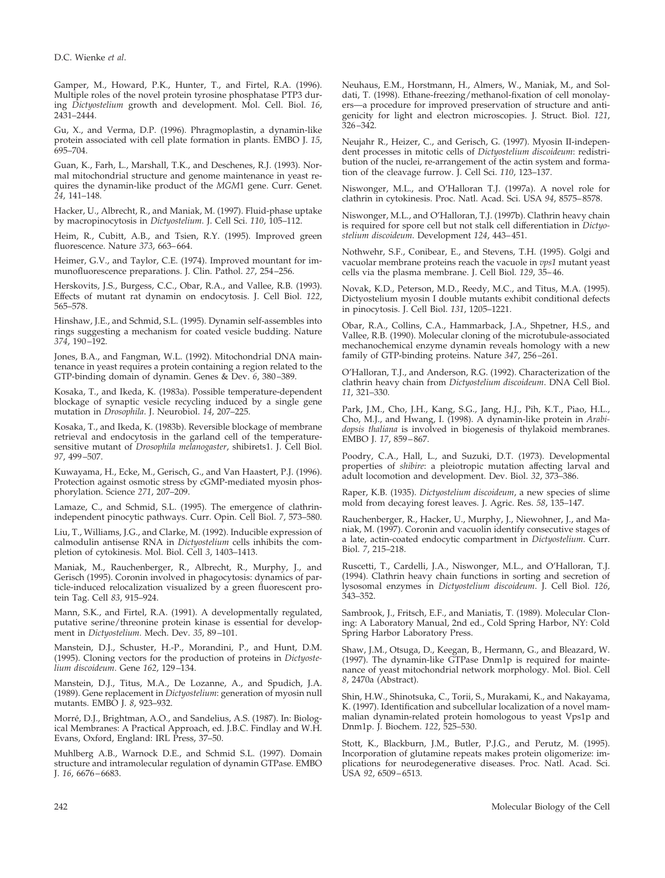Gamper, M., Howard, P.K., Hunter, T., and Firtel, R.A. (1996). Multiple roles of the novel protein tyrosine phosphatase PTP3 during *Dictyostelium* growth and development. Mol. Cell. Biol. *16*, 2431–2444.

Gu, X., and Verma, D.P. (1996). Phragmoplastin, a dynamin-like protein associated with cell plate formation in plants. EMBO J. *15*, 695–704.

Guan, K., Farh, L., Marshall, T.K., and Deschenes, R.J. (1993). Normal mitochondrial structure and genome maintenance in yeast requires the dynamin-like product of the *MGM*1 gene. Curr. Genet. *24*, 141–148.

Hacker, U., Albrecht, R., and Maniak, M. (1997). Fluid-phase uptake by macropinocytosis in *Dictyostelium*. J. Cell Sci. *110*, 105–112.

Heim, R., Cubitt, A.B., and Tsien, R.Y. (1995). Improved green fluorescence. Nature *373*, 663–664.

Heimer, G.V., and Taylor, C.E. (1974). Improved mountant for immunofluorescence preparations. J. Clin. Pathol. *27*, 254–256.

Herskovits, J.S., Burgess, C.C., Obar, R.A., and Vallee, R.B. (1993). Effects of mutant rat dynamin on endocytosis. J. Cell Biol. *122*, 565–578.

Hinshaw, J.E., and Schmid, S.L. (1995). Dynamin self-assembles into rings suggesting a mechanism for coated vesicle budding. Nature *374*, 190–192.

Jones, B.A., and Fangman, W.L. (1992). Mitochondrial DNA maintenance in yeast requires a protein containing a region related to the GTP-binding domain of dynamin. Genes & Dev. *6*, 380–389.

Kosaka, T., and Ikeda, K. (1983a). Possible temperature-dependent blockage of synaptic vesicle recycling induced by a single gene mutation in *Drosophila*. J. Neurobiol. *14*, 207–225.

Kosaka, T., and Ikeda, K. (1983b). Reversible blockage of membrane retrieval and endocytosis in the garland cell of the temperature-sensitive mutant of *Drosophila melanogaster*, shibirets1. J. Cell Biol. *97*, 499–507.

Kuwayama, H., Ecke, M., Gerisch, G., and Van Haastert, P.J. (1996). Protection against osmotic stress by cGMP-mediated myosin phosphorylation. Science *271*, 207–209.

Lamaze, C., and Schmid, S.L. (1995). The emergence of clathrin-independent pinocytic pathways. Curr. Opin. Cell Biol. *7*, 573–580.

Liu, T., Williams, J.G., and Clarke, M. (1992). Inducible expression of calmodulin antisense RNA in *Dictyostelium* cells inhibits the completion of cytokinesis. Mol. Biol. Cell *3*, 1403–1413.

Maniak, M., Rauchenberger, R., Albrecht, R., Murphy, J., and Gerisch (1995). Coronin involved in phagocytosis: dynamics of particle-induced relocalization visualized by a green fluorescent protein Tag. Cell *83*, 915–924.

Mann, S.K., and Firtel, R.A. (1991). A developmentally regulated, putative serine/threonine protein kinase is essential for development in *Dictyostelium*. Mech. Dev. *35*, 89–101.

Manstein, D.J., Schuster, H.-P., Morandini, P., and Hunt, D.M. (1995). Cloning vectors for the production of proteins in *Dictyostelium discoideum*. Gene *162*, 129–134.

Manstein, D.J., Titus, M.A., De Lozanne, A., and Spudich, J.A. (1989). Gene replacement in *Dictyostelium*: generation of myosin null mutants. EMBO J. *8*, 923–932.

Morré, D.J., Brightman, A.O., and Sandelius, A.S. (1987). In: Biological Membranes: A Practical Approach, ed. J.B.C. Findlay and W.H. Evans, Oxford, England: IRL Press, 37–50.

Muhlberg A.B., Warnock D.E., and Schmid S.L. (1997). Domain structure and intramolecular regulation of dynamin GTPase. EMBO J. *16*, 6676–6683.

Neuhaus, E.M., Horstmann, H., Almers, W., Maniak, M., and Soldati, T. (1998). Ethane-freezing/methanol-fixation of cell monolayers—a procedure for improved preservation of structure and antigenicity for light and electron microscopies. J. Struct. Biol. *121*, 326–342.

Neujahr R., Heizer, C., and Gerisch, G. (1997). Myosin II-independent processes in mitotic cells of *Dictyostelium discoideum*: redistribution of the nuclei, re-arrangement of the actin system and formation of the cleavage furrow. J. Cell Sci. *110*, 123–137.

Niswonger, M.L., and O'Halloran T.J. (1997a). A novel role for clathrin in cytokinesis. Proc. Natl. Acad. Sci. USA *94*, 8575–8578.

Niswonger, M.L., and O'Halloran, T.J. (1997b). Clathrin heavy chain is required for spore cell but not stalk cell differentiation in *Dictyostelium discoideum*. Development *124*, 443–451.

Nothwehr, S.F., Conibear, E., and Stevens, T.H. (1995). Golgi and vacuolar membrane proteins reach the vacuole in *vps1* mutant yeast cells via the plasma membrane. J. Cell Biol. *129*, 35–46.

Novak, K.D., Peterson, M.D., Reedy, M.C., and Titus, M.A. (1995). Dictyostelium myosin I double mutants exhibit conditional defects in pinocytosis. J. Cell Biol. *131*, 1205–1221.

Obar, R.A., Collins, C.A., Hammarback, J.A., Shpetner, H.S., and Vallee, R.B. (1990). Molecular cloning of the microtubule-associated mechanochemical enzyme dynamin reveals homology with a new family of GTP-binding proteins. Nature *347*, 256–261.

O'Halloran, T.J., and Anderson, R.G. (1992). Characterization of the clathrin heavy chain from *Dictyostelium discoideum*. DNA Cell Biol. *11*, 321–330.

Park, J.M., Cho, J.H., Kang, S.G., Jang, H.J., Pih, K.T., Piao, H.L., Cho, M.J., and Hwang, I. (1998). A dynamin-like protein in *Arabidopsis thaliana* is involved in biogenesis of thylakoid membranes. EMBO J. *17*, 859–867.

Poodry, C.A., Hall, L., and Suzuki, D.T. (1973). Developmental properties of *shibire*: a pleiotropic mutation affecting larval and adult locomotion and development. Dev. Biol. *32*, 373–386.

Raper, K.B. (1935). *Dictyostelium discoideum*, a new species of slime mold from decaying forest leaves. J. Agric. Res. *58*, 135–147.

Rauchenberger, R., Hacker, U., Murphy, J., Niewohner, J., and Maniak, M. (1997). Coronin and vacuolin identify consecutive stages of a late, actin-coated endocytic compartment in *Dictyostelium*. Curr. Biol. *7*, 215–218.

Ruscetti, T., Cardelli, J.A., Niswonger, M.L., and O'Halloran, T.J. (1994). Clathrin heavy chain functions in sorting and secretion of lysosomal enzymes in *Dictyostelium discoideum*. J. Cell Biol. *126*, 343–352.

Sambrook, J., Fritsch, E.F., and Maniatis, T. (1989). Molecular Cloning: A Laboratory Manual, 2nd ed., Cold Spring Harbor, NY: Cold Spring Harbor Laboratory Press.

Shaw, J.M., Otsuga, D., Keegan, B., Hermann, G., and Bleazard, W. (1997). The dynamin-like GTPase Dnm1p is required for maintenance of yeast mitochondrial network morphology. Mol. Biol. Cell *8*, 2470a (Abstract).

Shin, H.W., Shinotsuka, C., Torii, S., Murakami, K., and Nakayama, K. (1997). Identification and subcellular localization of a novel mammalian dynamin-related protein homologous to yeast Vps1p and Dnm1p. J. Biochem. *122*, 525–530.

Stott, K., Blackburn, J.M., Butler, P.J.G., and Perutz, M. (1995). Incorporation of glutamine repeats makes protein oligomerize: implications for neurodegenerative diseases. Proc. Natl. Acad. Sci. USA *92*, 6509–6513.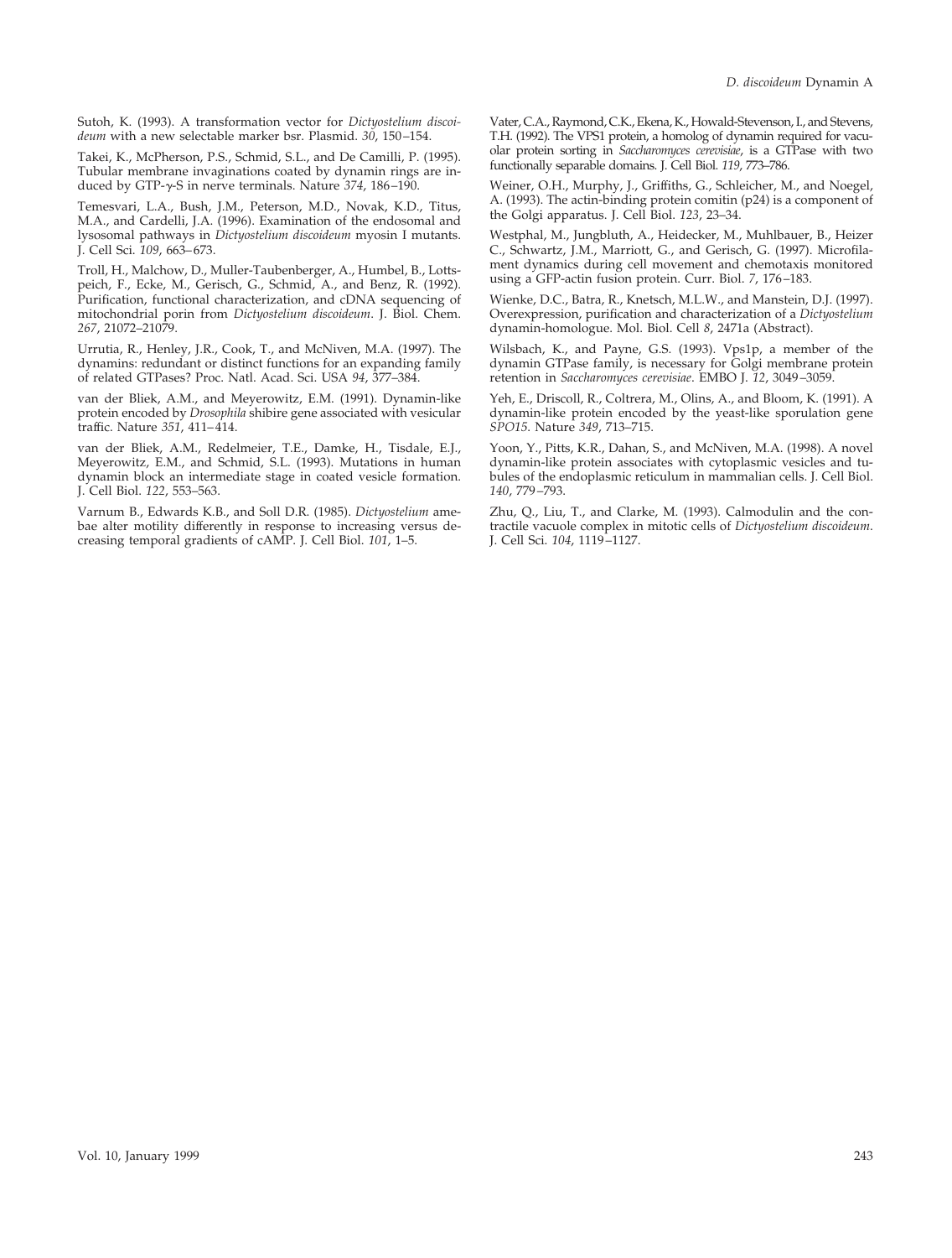Sutoh, K. (1993). A transformation vector for *Dictyostelium discoideum* with a new selectable marker bsr. Plasmid. *30*, 150–154.

Takei, K., McPherson, P.S., Schmid, S.L., and De Camilli, P. (1995). Tubular membrane invaginations coated by dynamin rings are induced by GTP-γ-S in nerve terminals. Nature *374*, 186–190.

Temesvari, L.A., Bush, J.M., Peterson, M.D., Novak, K.D., Titus, M.A., and Cardelli, J.A. (1996). Examination of the endosomal and lysosomal pathways in *Dictyostelium discoideum* myosin I mutants. J. Cell Sci. *109*, 663–673.

Troll, H., Malchow, D., Muller-Taubenberger, A., Humbel, B., Lottspeich, F., Ecke, M., Gerisch, G., Schmid, A., and Benz, R. (1992). Purification, functional characterization, and cDNA sequencing of mitochondrial porin from *Dictyostelium discoideum*. J. Biol. Chem. *267*, 21072–21079.

Urrutia, R., Henley, J.R., Cook, T., and McNiven, M.A. (1997). The dynamins: redundant or distinct functions for an expanding family of related GTPases? Proc. Natl. Acad. Sci. USA *94*, 377–384.

van der Bliek, A.M., and Meyerowitz, E.M. (1991). Dynamin-like protein encoded by *Drosophila* shibire gene associated with vesicular traffic. Nature *351*, 411–414.

van der Bliek, A.M., Redelmeier, T.E., Damke, H., Tisdale, E.J., Meyerowitz, E.M., and Schmid, S.L. (1993). Mutations in human dynamin block an intermediate stage in coated vesicle formation. J. Cell Biol. *122*, 553–563.

Varnum B., Edwards K.B., and Soll D.R. (1985). *Dictyostelium* amebae alter motility differently in response to increasing versus decreasing temporal gradients of cAMP. J. Cell Biol. *101*, 1–5.

Vater, C.A., Raymond, C.K., Ekena, K., Howald-Stevenson, I., and Stevens, T.H. (1992). The VPS1 protein, a homolog of dynamin required for vacuolar protein sorting in *Saccharomyces cerevisiae*, is a GTPase with two functionally separable domains. J. Cell Biol. *119*, 773–786.

Weiner, O.H., Murphy, J., Griffiths, G., Schleicher, M., and Noegel, A. (1993). The actin-binding protein comitin (p24) is a component of the Golgi apparatus. J. Cell Biol. *123*, 23–34.

Westphal, M., Jungbluth, A., Heidecker, M., Muhlbauer, B., Heizer C., Schwartz, J.M., Marriott, G., and Gerisch, G. (1997). Microfilament dynamics during cell movement and chemotaxis monitored using a GFP-actin fusion protein. Curr. Biol. *7*, 176–183.

Wienke, D.C., Batra, R., Knetsch, M.L.W., and Manstein, D.J. (1997). Overexpression, purification and characterization of a *Dictyostelium* dynamin-homologue. Mol. Biol. Cell *8*, 2471a (Abstract).

Wilsbach, K., and Payne, G.S. (1993). Vps1p, a member of the dynamin GTPase family, is necessary for Golgi membrane protein retention in *Saccharomyces cerevisiae*. EMBO J. *12*, 3049–3059.

Yeh, E., Driscoll, R., Coltrera, M., Olins, A., and Bloom, K. (1991). A dynamin-like protein encoded by the yeast-like sporulation gene *SPO15*. Nature *349*, 713–715.

Yoon, Y., Pitts, K.R., Dahan, S., and McNiven, M.A. (1998). A novel dynamin-like protein associates with cytoplasmic vesicles and tubules of the endoplasmic reticulum in mammalian cells. J. Cell Biol. *140*, 779–793.

Zhu, Q., Liu, T., and Clarke, M. (1993). Calmodulin and the contractile vacuole complex in mitotic cells of *Dictyostelium discoideum*. J. Cell Sci. *104*, 1119–1127.